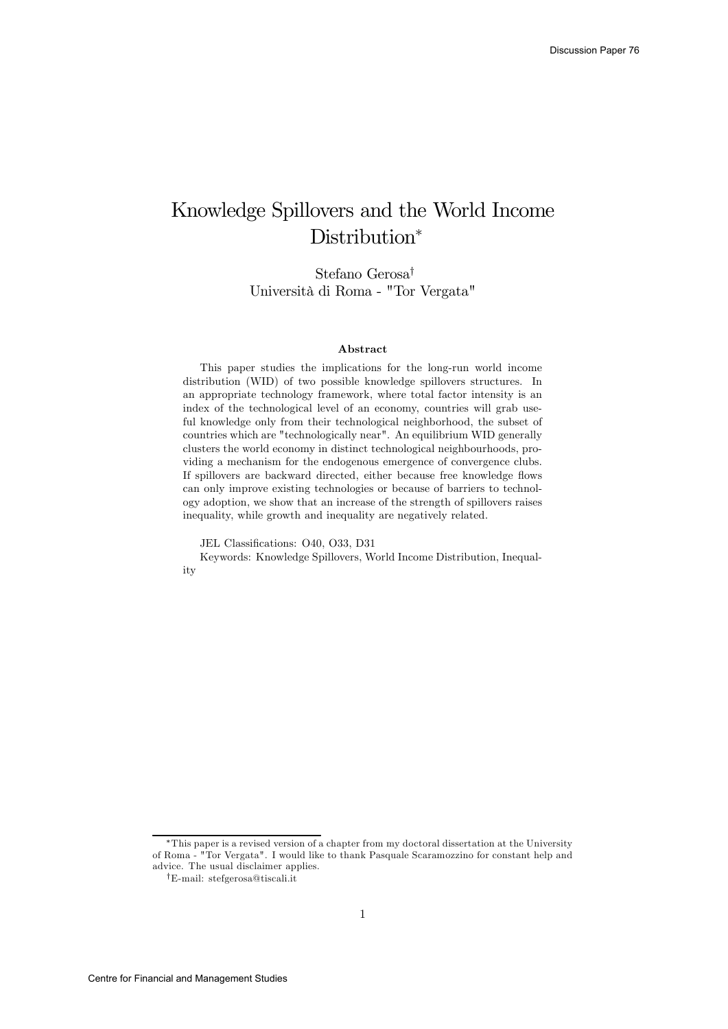# Knowledge Spillovers and the World Income Distribution[*]

Stefano Gerosa[†]
Università di Roma - "Tor Vergata"

### Abstract

This paper studies the implications for the long-run world income distribution (WID) of two possible knowledge spillovers structures. In an appropriate technology framework, where total factor intensity is an index of the technological level of an economy, countries will grab useful knowledge only from their technological neighborhood, the subset of countries which are "technologically near". An equilibrium WID generally clusters the world economy in distinct technological neighbourhoods, providing a mechanism for the endogenous emergence of convergence clubs. If spillovers are backward directed, either because free knowledge flows can only improve existing technologies or because of barriers to technology adoption, we show that an increase of the strength of spillovers raises inequality, while growth and inequality are negatively related.

JEL Classifications: O40, O33, D31

Keywords: Knowledge Spillovers, World Income Distribution, Inequality

---

[*] This paper is a revised version of a chapter from my doctoral dissertation at the University of Roma - "Tor Vergata". I would like to thank Pasquale Scaramozzino for constant help and advice. The usual disclaimer applies.

[†] E-mail: stefgerosa@tiscali.it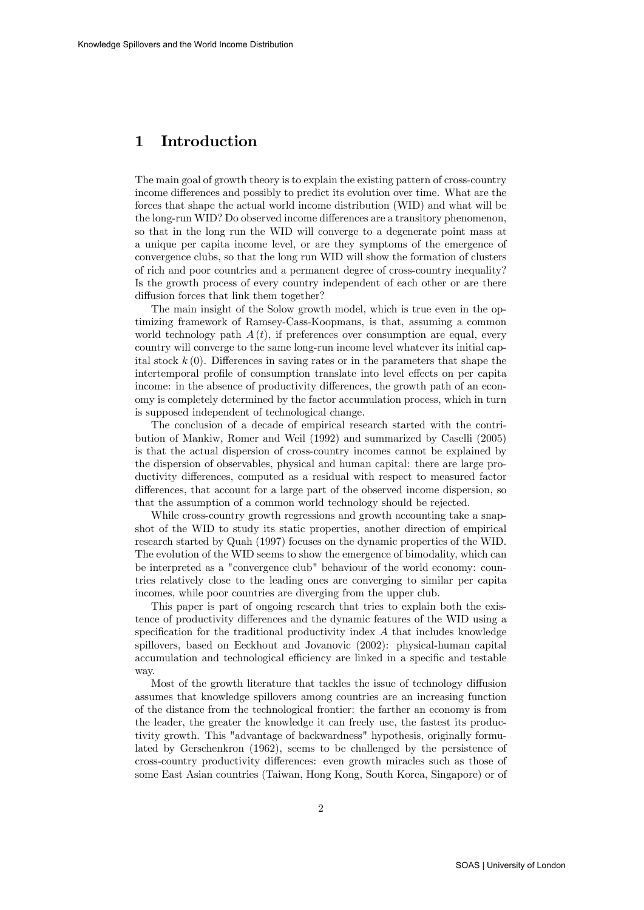# 1 Introduction

The main goal of growth theory is to explain the existing pattern of cross-country income differences and possibly to predict its evolution over time. What are the forces that shape the actual world income distribution (WID) and what will be the long-run WID? Do observed income differences are a transitory phenomenon, so that in the long run the WID will converge to a degenerate point mass at a unique per capita income level, or are they symptoms of the emergence of convergence clubs, so that the long run WID will show the formation of clusters of rich and poor countries and a permanent degree of cross-country inequality? Is the growth process of every country independent of each other or are there diffusion forces that link them together?

The main insight of the Solow growth model, which is true even in the optimizing framework of Ramsey-Cass-Koopmans, is that, assuming a common world technology path $A(t)$, if preferences over consumption are equal, every country will converge to the same long-run income level whatever its initial capital stock $k(0)$. Differences in saving rates or in the parameters that shape the intertemporal profile of consumption translate into level effects on per capita income: in the absence of productivity differences, the growth path of an economy is completely determined by the factor accumulation process, which in turn is supposed independent of technological change.

The conclusion of a decade of empirical research started with the contribution of Mankiw, Romer and Weil (1992) and summarized by Caselli (2005) is that the actual dispersion of cross-country incomes cannot be explained by the dispersion of observables, physical and human capital: there are large productivity differences, computed as a residual with respect to measured factor differences, that account for a large part of the observed income dispersion, so that the assumption of a common world technology should be rejected.

While cross-country growth regressions and growth accounting take a snapshot of the WID to study its static properties, another direction of empirical research started by Quah (1997) focuses on the dynamic properties of the WID. The evolution of the WID seems to show the emergence of bimodality, which can be interpreted as a "convergence club" behaviour of the world economy: countries relatively close to the leading ones are converging to similar per capita incomes, while poor countries are diverging from the upper club.

This paper is part of ongoing research that tries to explain both the existence of productivity differences and the dynamic features of the WID using a specification for the traditional productivity index $A$ that includes knowledge spillovers, based on Eeckhout and Jovanovic (2002): physical-human capital accumulation and technological efficiency are linked in a specific and testable way.

Most of the growth literature that tackles the issue of technology diffusion assumes that knowledge spillovers among countries are an increasing function of the distance from the technological frontier: the farther an economy is from the leader, the greater the knowledge it can freely use, the fastest its productivity growth. This "advantage of backwardness" hypothesis, originally formulated by Gerschenkron (1962), seems to be challenged by the persistence of cross-country productivity differences: even growth miracles such as those of some East Asian countries (Taiwan, Hong Kong, South Korea, Singapore) or of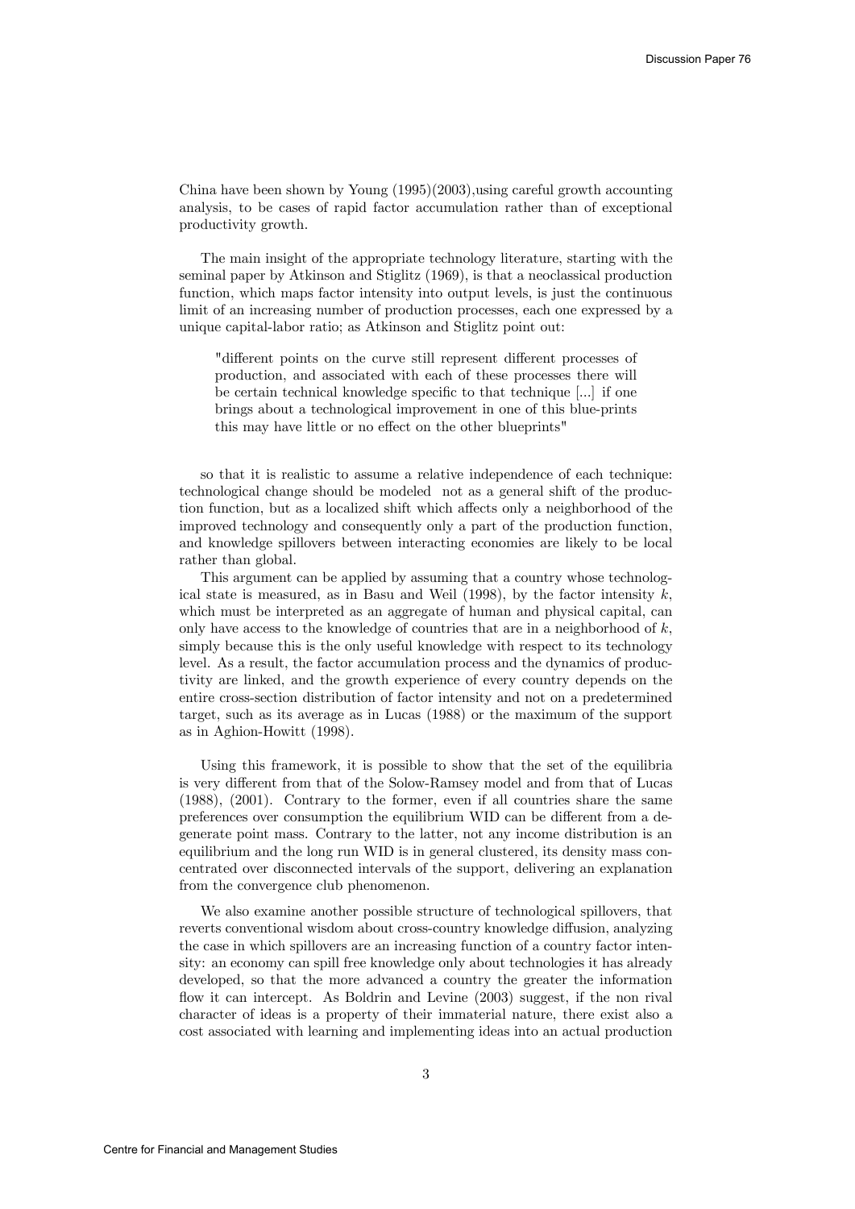China have been shown by Young (1995)(2003),using careful growth accounting analysis, to be cases of rapid factor accumulation rather than of exceptional productivity growth.

The main insight of the appropriate technology literature, starting with the seminal paper by Atkinson and Stiglitz (1969), is that a neoclassical production function, which maps factor intensity into output levels, is just the continuous limit of an increasing number of production processes, each one expressed by a unique capital-labor ratio; as Atkinson and Stiglitz point out:

> "different points on the curve still represent different processes of production, and associated with each of these processes there will be certain technical knowledge specific to that technique [...] if one brings about a technological improvement in one of this blue-prints this may have little or no effect on the other blueprints"

so that it is realistic to assume a relative independence of each technique: technological change should be modeled not as a general shift of the production function, but as a localized shift which affects only a neighborhood of the improved technology and consequently only a part of the production function, and knowledge spillovers between interacting economies are likely to be local rather than global.

This argument can be applied by assuming that a country whose technological state is measured, as in Basu and Weil (1998), by the factor intensity $k$, which must be interpreted as an aggregate of human and physical capital, can only have access to the knowledge of countries that are in a neighborhood of $k$, simply because this is the only useful knowledge with respect to its technology level. As a result, the factor accumulation process and the dynamics of productivity are linked, and the growth experience of every country depends on the entire cross-section distribution of factor intensity and not on a predetermined target, such as its average as in Lucas (1988) or the maximum of the support as in Aghion-Howitt (1998).

Using this framework, it is possible to show that the set of the equilibria is very different from that of the Solow-Ramsey model and from that of Lucas (1988), (2001). Contrary to the former, even if all countries share the same preferences over consumption the equilibrium WID can be different from a degenerate point mass. Contrary to the latter, not any income distribution is an equilibrium and the long run WID is in general clustered, its density mass concentrated over disconnected intervals of the support, delivering an explanation from the convergence club phenomenon.

We also examine another possible structure of technological spillovers, that reverts conventional wisdom about cross-country knowledge diffusion, analyzing the case in which spillovers are an increasing function of a country factor intensity: an economy can spill free knowledge only about technologies it has already developed, so that the more advanced a country the greater the information flow it can intercept. As Boldrin and Levine (2003) suggest, if the non rival character of ideas is a property of their immaterial nature, there exist also a cost associated with learning and implementing ideas into an actual production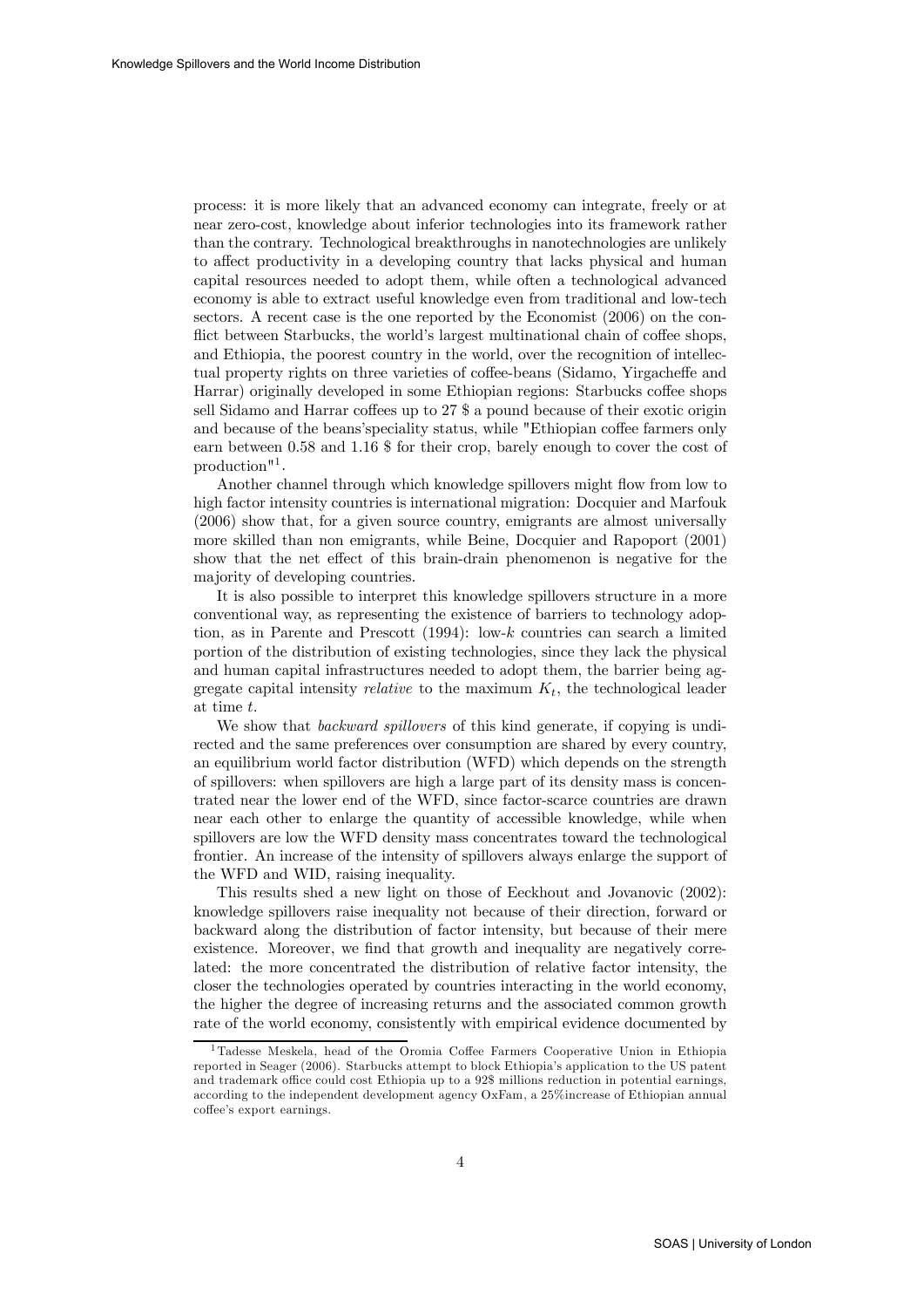process: it is more likely that an advanced economy can integrate, freely or at near zero-cost, knowledge about inferior technologies into its framework rather than the contrary. Technological breakthroughs in nanotechnologies are unlikely to affect productivity in a developing country that lacks physical and human capital resources needed to adopt them, while often a technological advanced economy is able to extract useful knowledge even from traditional and low-tech sectors. A recent case is the one reported by the Economist (2006) on the conflict between Starbucks, the world's largest multinational chain of coffee shops, and Ethiopia, the poorest country in the world, over the recognition of intellectual property rights on three varieties of coffee-beans (Sidamo, Yirgacheffe and Harrar) originally developed in some Ethiopian regions: Starbucks coffee shops sell Sidamo and Harrar coffees up to 27 \$ a pound because of their exotic origin and because of the beans'speciality status, while "Ethiopian coffee farmers only earn between 0.58 and 1.16 \$ for their crop, barely enough to cover the cost of production"[1].

Another channel through which knowledge spillovers might flow from low to high factor intensity countries is international migration: Docquier and Marfouk (2006) show that, for a given source country, emigrants are almost universally more skilled than non emigrants, while Beine, Docquier and Rapoport (2001) show that the net effect of this brain-drain phenomenon is negative for the majority of developing countries.

It is also possible to interpret this knowledge spillovers structure in a more conventional way, as representing the existence of barriers to technology adoption, as in Parente and Prescott (1994): low-$k$ countries can search a limited portion of the distribution of existing technologies, since they lack the physical and human capital infrastructures needed to adopt them, the barrier being aggregate capital intensity *relative* to the maximum $K_t$, the technological leader at time $t$.

We show that *backward spillovers* of this kind generate, if copying is undirected and the same preferences over consumption are shared by every country, an equilibrium world factor distribution (WFD) which depends on the strength of spillovers: when spillovers are high a large part of its density mass is concentrated near the lower end of the WFD, since factor-scarce countries are drawn near each other to enlarge the quantity of accessible knowledge, while when spillovers are low the WFD density mass concentrates toward the technological frontier. An increase of the intensity of spillovers always enlarge the support of the WFD and WID, raising inequality.

This results shed a new light on those of Eeckhout and Jovanovic (2002): knowledge spillovers raise inequality not because of their direction, forward or backward along the distribution of factor intensity, but because of their mere existence. Moreover, we find that growth and inequality are negatively correlated: the more concentrated the distribution of relative factor intensity, the closer the technologies operated by countries interacting in the world economy, the higher the degree of increasing returns and the associated common growth rate of the world economy, consistently with empirical evidence documented by

[1] Tadesse Meskela, head of the Oromia Coffee Farmers Cooperative Union in Ethiopia reported in Seager (2006). Starbucks attempt to block Ethiopia's application to the US patent and trademark office could cost Ethiopia up to a 92\$ millions reduction in potential earnings, according to the independent development agency OxFam, a 25%increase of Ethiopian annual coffee's export earnings.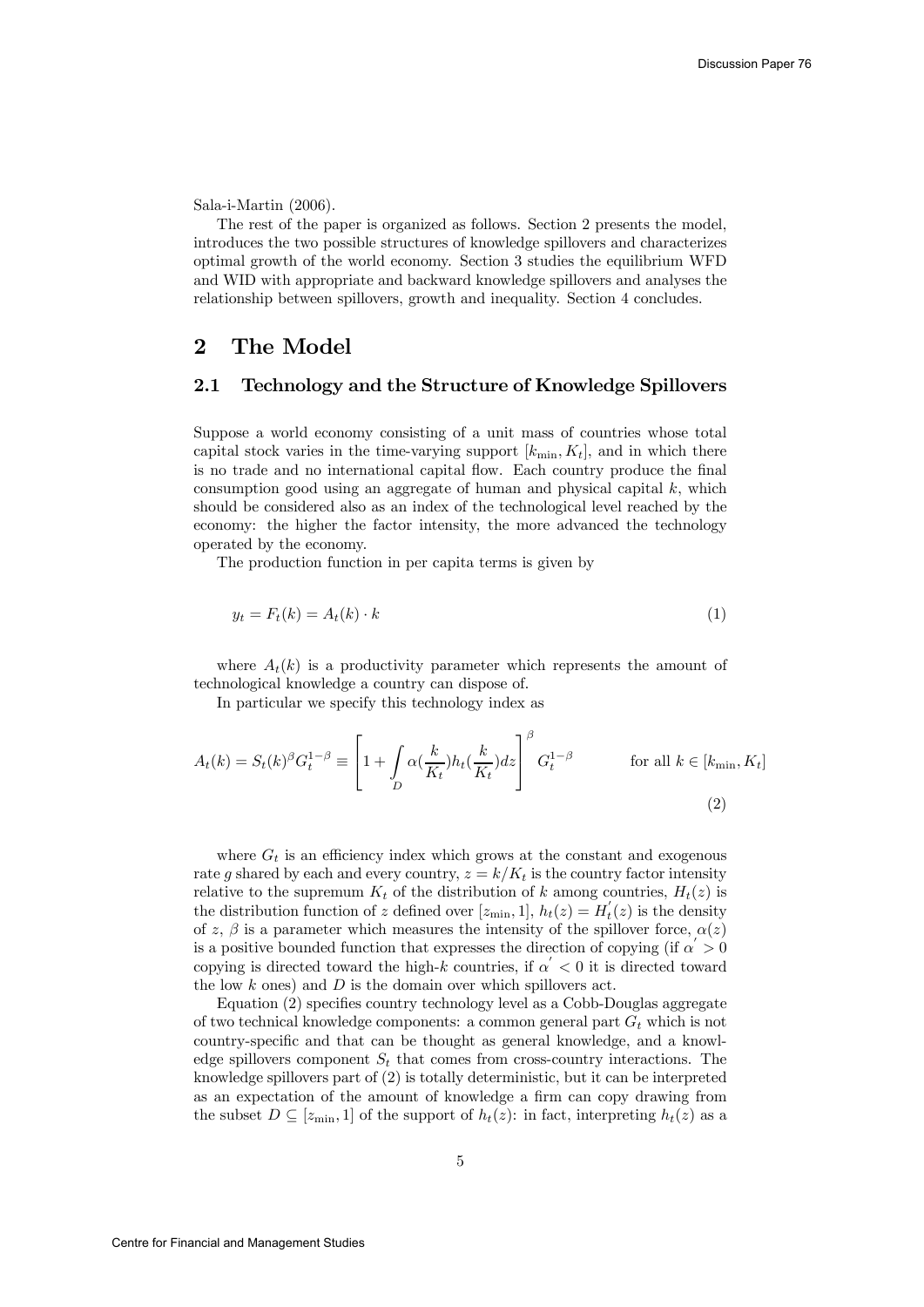Sala-i-Martin (2006).

The rest of the paper is organized as follows. Section 2 presents the model, introduces the two possible structures of knowledge spillovers and characterizes optimal growth of the world economy. Section 3 studies the equilibrium WFD and WID with appropriate and backward knowledge spillovers and analyses the relationship between spillovers, growth and inequality. Section 4 concludes.

## 2 The Model

### 2.1 Technology and the Structure of Knowledge Spillovers

Suppose a world economy consisting of a unit mass of countries whose total capital stock varies in the time-varying support $[k_{\min}, K_t]$, and in which there is no trade and no international capital flow. Each country produce the final consumption good using an aggregate of human and physical capital $k$, which should be considered also as an index of the technological level reached by the economy: the higher the factor intensity, the more advanced the technology operated by the economy.

The production function in per capita terms is given by

$$y_t = F_t(k) = A_t(k) \cdot k \tag{1}$$

where $A_t(k)$ is a productivity parameter which represents the amount of technological knowledge a country can dispose of.

In particular we specify this technology index as

$$A_t(k) = S_t(k)^{\beta} G_t^{1-\beta} \equiv \left[ 1 + \int_D \alpha(\frac{k}{K_t}) h_t(\frac{k}{K_t}) dz \right]^{\beta} G_t^{1-\beta} \qquad \text{for all } k \in [k_{\min}, K_t] \tag{2}$$

where $G_t$ is an efficiency index which grows at the constant and exogenous rate $g$ shared by each and every country, $z = k/K_t$ is the country factor intensity relative to the supremum $K_t$ of the distribution of $k$ among countries, $H_t(z)$ is the distribution function of $z$ defined over $[z_{\min}, 1]$, $h_t(z) = H_t'(z)$ is the density of $z$, $\beta$ is a parameter which measures the intensity of the spillover force, $\alpha(z)$ is a positive bounded function that expresses the direction of copying (if $\alpha' > 0$ copying is directed toward the high-$k$ countries, if $\alpha' < 0$ it is directed toward the low $k$ ones) and $D$ is the domain over which spillovers act.

Equation (2) specifies country technology level as a Cobb-Douglas aggregate of two technical knowledge components: a common general part $G_t$ which is not country-specific and that can be thought as general knowledge, and a knowledge spillovers component $S_t$ that comes from cross-country interactions. The knowledge spillovers part of (2) is totally deterministic, but it can be interpreted as an expectation of the amount of knowledge a firm can copy drawing from the subset $D \subseteq [z_{\min}, 1]$ of the support of $h_t(z)$: in fact, interpreting $h_t(z)$ as a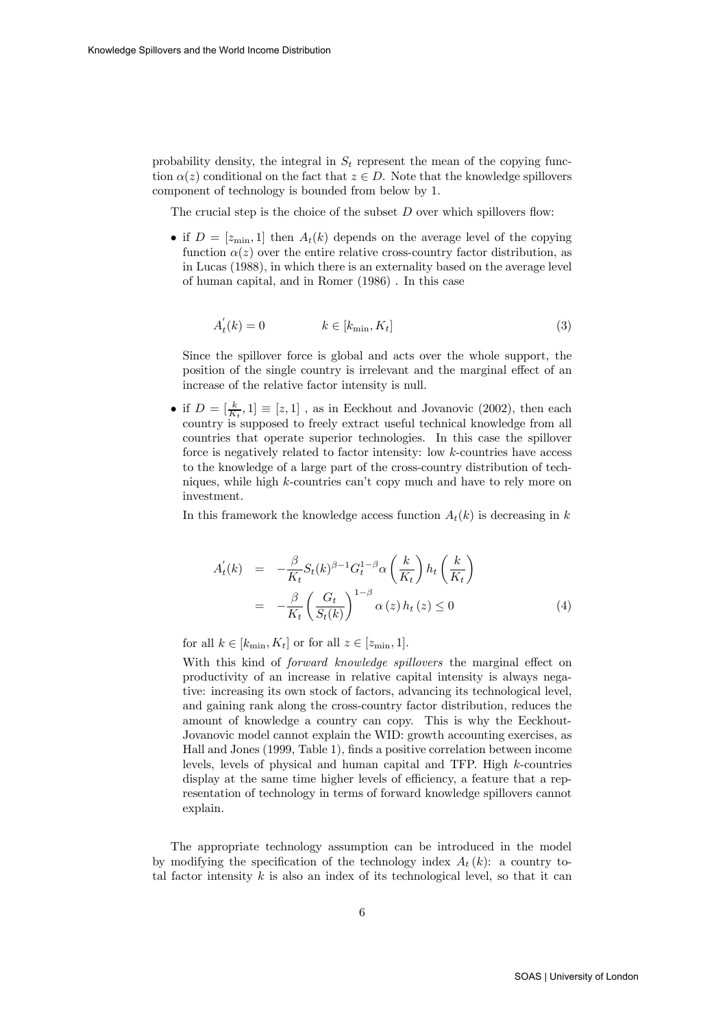probability density, the integral in $S_t$ represent the mean of the copying function $\alpha(z)$ conditional on the fact that $z \in D$. Note that the knowledge spillovers component of technology is bounded from below by 1.

The crucial step is the choice of the subset $D$ over which spillovers flow:

- if $D = [z_{\min}, 1]$ then $A_t(k)$ depends on the average level of the copying function $\alpha(z)$ over the entire relative cross-country factor distribution, as in Lucas (1988), in which there is an externality based on the average level of human capital, and in Romer (1986) . In this case

$$A_t^{'}(k) = 0 \qquad\qquad k \in [k_{\min}, K_t] \tag{3}$$

  Since the spillover force is global and acts over the whole support, the position of the single country is irrelevant and the marginal effect of an increase of the relative factor intensity is null.

- if $D = [\frac{k}{K_t}, 1] \equiv [z, 1]$ , as in Eeckhout and Jovanovic (2002), then each country is supposed to freely extract useful technical knowledge from all countries that operate superior technologies. In this case the spillover force is negatively related to factor intensity: low $k$-countries have access to the knowledge of a large part of the cross-country distribution of techniques, while high $k$-countries can't copy much and have to rely more on investment.

  In this framework the knowledge access function $A_t(k)$ is decreasing in $k$

$$\begin{aligned} A_t^{'}(k) &= -\frac{\beta}{K_t} S_t(k)^{\beta-1} G_t^{1-\beta} \alpha\left(\frac{k}{K_t}\right) h_t\left(\frac{k}{K_t}\right) \\ &= -\frac{\beta}{K_t}\left(\frac{G_t}{S_t(k)}\right)^{1-\beta} \alpha\left(z\right) h_t\left(z\right) \leq 0 \end{aligned} \tag{4}$$

  for all $k \in [k_{\min}, K_t]$ or for all $z \in [z_{\min}, 1]$.

  With this kind of *forward knowledge spillovers* the marginal effect on productivity of an increase in relative capital intensity is always negative: increasing its own stock of factors, advancing its technological level, and gaining rank along the cross-country factor distribution, reduces the amount of knowledge a country can copy. This is why the Eeckhout-Jovanovic model cannot explain the WID: growth accounting exercises, as Hall and Jones (1999, Table 1), finds a positive correlation between income levels, levels of physical and human capital and TFP. High $k$-countries display at the same time higher levels of efficiency, a feature that a representation of technology in terms of forward knowledge spillovers cannot explain.

The appropriate technology assumption can be introduced in the model by modifying the specification of the technology index $A_t(k)$: a country total factor intensity $k$ is also an index of its technological level, so that it can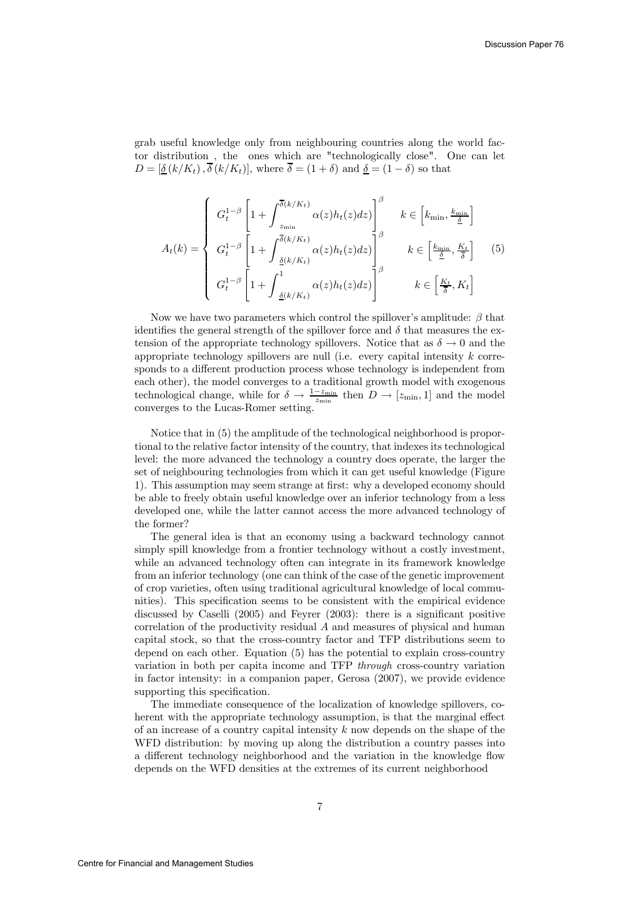grab useful knowledge only from neighbouring countries along the world factor distribution , the ones which are "technologically close". One can let $D = [\underline{\delta}(k/K_t), \overline{\delta}(k/K_t)]$, where $\overline{\delta} = (1+\delta)$ and $\underline{\delta} = (1-\delta)$ so that

$$A_t(k) = \begin{cases} G_t^{1-\beta}\left[1 + \int_{z_{\min}}^{\overline{\delta}(k/K_t)} \alpha(z) h_t(z) dz\right]^{\beta} & k \in \left[k_{\min}, \frac{k_{\min}}{\underline{\delta}}\right] \\ G_t^{1-\beta}\left[1 + \int_{\underline{\delta}(k/K_t)}^{\overline{\delta}(k/K_t)} \alpha(z) h_t(z) dz\right]^{\beta} & k \in \left[\frac{k_{\min}}{\underline{\delta}}, \frac{K_t}{\overline{\delta}}\right] \\ G_t^{1-\beta}\left[1 + \int_{\underline{\delta}(k/K_t)}^{1} \alpha(z) h_t(z) dz\right]^{\beta} & k \in \left[\frac{K_t}{\overline{\delta}}, K_t\right] \end{cases} \tag{5}$$

Now we have two parameters which control the spillover's amplitude: $\beta$ that identifies the general strength of the spillover force and $\delta$ that measures the extension of the appropriate technology spillovers. Notice that as $\delta \to 0$ and the appropriate technology spillovers are null (i.e. every capital intensity $k$ corresponds to a different production process whose technology is independent from each other), the model converges to a traditional growth model with exogenous technological change, while for $\delta \to \frac{1-z_{\min}}{z_{\min}}$ then $D \to [z_{\min}, 1]$ and the model converges to the Lucas-Romer setting.

Notice that in (5) the amplitude of the technological neighborhood is proportional to the relative factor intensity of the country, that indexes its technological level: the more advanced the technology a country does operate, the larger the set of neighbouring technologies from which it can get useful knowledge (Figure 1). This assumption may seem strange at first: why a developed economy should be able to freely obtain useful knowledge over an inferior technology from a less developed one, while the latter cannot access the more advanced technology of the former?

The general idea is that an economy using a backward technology cannot simply spill knowledge from a frontier technology without a costly investment, while an advanced technology often can integrate in its framework knowledge from an inferior technology (one can think of the case of the genetic improvement of crop varieties, often using traditional agricultural knowledge of local communities). This specification seems to be consistent with the empirical evidence discussed by Caselli (2005) and Feyrer (2003): there is a significant positive correlation of the productivity residual $A$ and measures of physical and human capital stock, so that the cross-country factor and TFP distributions seem to depend on each other. Equation (5) has the potential to explain cross-country variation in both per capita income and TFP *through* cross-country variation in factor intensity: in a companion paper, Gerosa (2007), we provide evidence supporting this specification.

The immediate consequence of the localization of knowledge spillovers, coherent with the appropriate technology assumption, is that the marginal effect of an increase of a country capital intensity $k$ now depends on the shape of the WFD distribution: by moving up along the distribution a country passes into a different technology neighborhood and the variation in the knowledge flow depends on the WFD densities at the extremes of its current neighborhood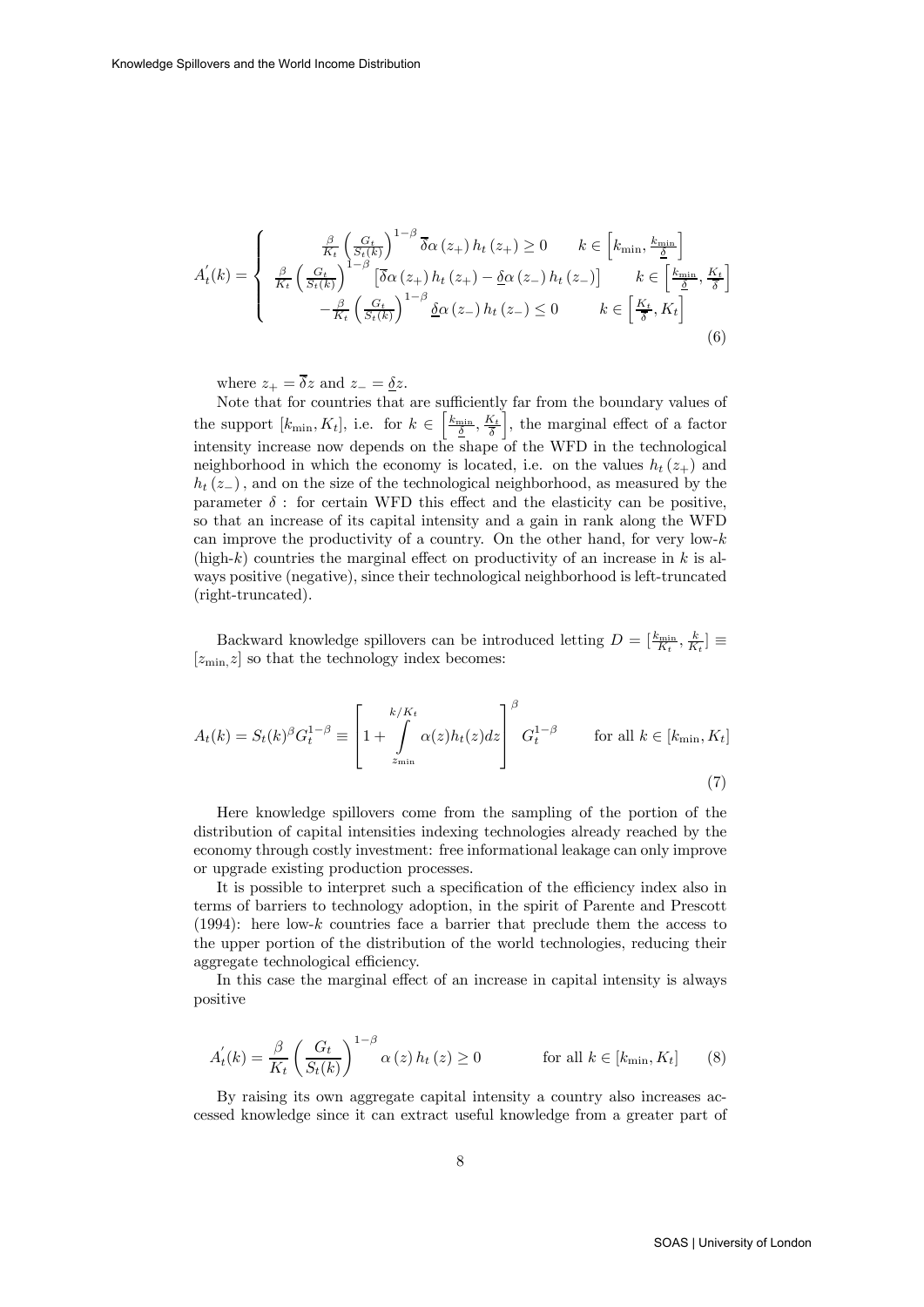$$
A_t^{'}(k) = \begin{cases} \frac{\beta}{K_t}\left(\frac{G_t}{S_t(k)}\right)^{1-\beta} \overline{\delta}\alpha\left(z_+\right)h_t\left(z_+\right) \geq 0 & k \in \left[k_{\min}, \frac{k_{\min}}{\underline{\delta}}\right] \\ \frac{\beta}{K_t}\left(\frac{G_t}{S_t(k)}\right)^{1-\beta} \left[\overline{\delta}\alpha\left(z_+\right)h_t\left(z_+\right) - \underline{\delta}\alpha\left(z_-\right)h_t\left(z_-\right)\right] & k \in \left[\frac{k_{\min}}{\underline{\delta}}, \frac{K_t}{\overline{\delta}}\right] \\ -\frac{\beta}{K_t}\left(\frac{G_t}{S_t(k)}\right)^{1-\beta} \underline{\delta}\alpha\left(z_-\right)h_t\left(z_-\right) \leq 0 & k \in \left[\frac{K_t}{\overline{\delta}}, K_t\right] \end{cases} \tag{6}
$$

where $z_+ = \overline{\delta}z$ and $z_- = \underline{\delta}z$.

Note that for countries that are sufficiently far from the boundary values of the support $[k_{\min}, K_t]$, i.e. for $k \in \left[\frac{k_{\min}}{\underline{\delta}}, \frac{K_t}{\overline{\delta}}\right]$, the marginal effect of a factor intensity increase now depends on the shape of the WFD in the technological neighborhood in which the economy is located, i.e. on the values $h_t\left(z_+\right)$ and $h_t\left(z_-\right)$, and on the size of the technological neighborhood, as measured by the parameter $\delta$ : for certain WFD this effect and the elasticity can be positive, so that an increase of its capital intensity and a gain in rank along the WFD can improve the productivity of a country. On the other hand, for very low-$k$ (high-$k$) countries the marginal effect on productivity of an increase in $k$ is always positive (negative), since their technological neighborhood is left-truncated (right-truncated).

Backward knowledge spillovers can be introduced letting $D = [\frac{k_{\min}}{K_t}, \frac{k}{K_t}] \equiv [z_{\min}, z]$ so that the technology index becomes:

$$
A_t(k) = S_t(k)^{\beta} G_t^{1-\beta} \equiv \left[1 + \int_{z_{\min}}^{k/K_t} \alpha(z)h_t(z)dz\right]^{\beta} G_t^{1-\beta} \qquad \text{for all } k \in [k_{\min}, K_t] \tag{7}
$$

Here knowledge spillovers come from the sampling of the portion of the distribution of capital intensities indexing technologies already reached by the economy through costly investment: free informational leakage can only improve or upgrade existing production processes.

It is possible to interpret such a specification of the efficiency index also in terms of barriers to technology adoption, in the spirit of Parente and Prescott (1994): here low-$k$ countries face a barrier that preclude them the access to the upper portion of the distribution of the world technologies, reducing their aggregate technological efficiency.

In this case the marginal effect of an increase in capital intensity is always positive

$$
A_t^{'}(k) = \frac{\beta}{K_t}\left(\frac{G_t}{S_t(k)}\right)^{1-\beta} \alpha\left(z\right)h_t\left(z\right) \geq 0 \qquad \text{for all } k \in [k_{\min}, K_t] \tag{8}
$$

By raising its own aggregate capital intensity a country also increases accessed knowledge since it can extract useful knowledge from a greater part of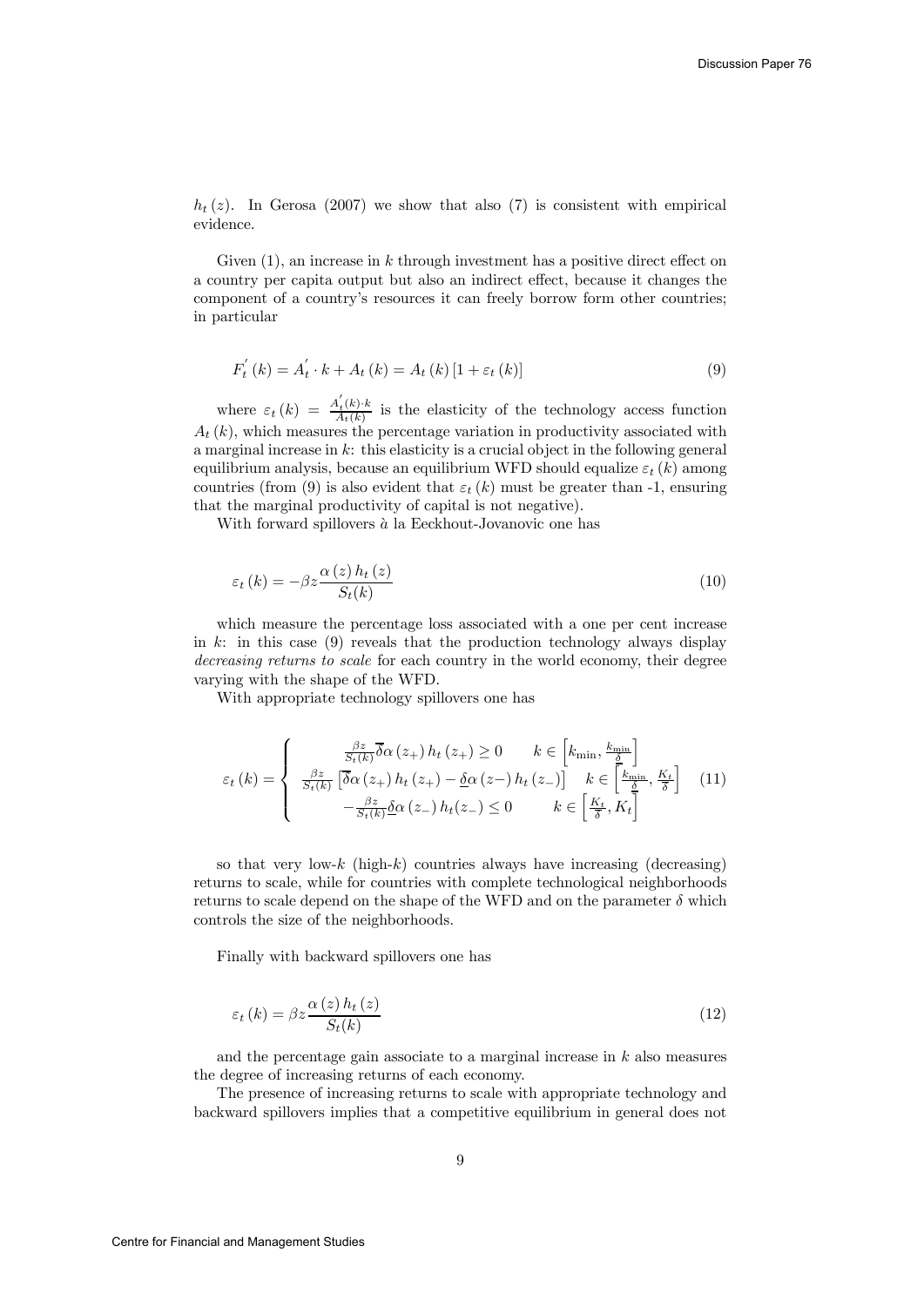$h_t(z)$. In Gerosa (2007) we show that also (7) is consistent with empirical evidence.

Given (1), an increase in $k$ through investment has a positive direct effect on a country per capita output but also an indirect effect, because it changes the component of a country's resources it can freely borrow form other countries; in particular

$$F_t^{'}(k) = A_t^{'} \cdot k + A_t(k) = A_t(k)\left[1 + \varepsilon_t(k)\right] \tag{9}$$

where $\varepsilon_t(k) = \frac{A_t^{'}(k) \cdot k}{A_t(k)}$ is the elasticity of the technology access function $A_t(k)$, which measures the percentage variation in productivity associated with a marginal increase in $k$: this elasticity is a crucial object in the following general equilibrium analysis, because an equilibrium WFD should equalize $\varepsilon_t(k)$ among countries (from (9) is also evident that $\varepsilon_t(k)$ must be greater than -1, ensuring that the marginal productivity of capital is not negative).

With forward spillovers *à* la Eeckhout-Jovanovic one has

$$\varepsilon_t(k) = -\beta z \frac{\alpha(z) h_t(z)}{S_t(k)} \tag{10}$$

which measure the percentage loss associated with a one per cent increase in $k$: in this case (9) reveals that the production technology always display *decreasing returns to scale* for each country in the world economy, their degree varying with the shape of the WFD.

With appropriate technology spillovers one has

$$\varepsilon_t(k) = \begin{cases} \frac{\beta z}{S_t(k)} \overline{\delta} \alpha(z_+) h_t(z_+) \geq 0 & k \in \left[k_{\min}, \frac{k_{\min}}{\underline{\delta}}\right] \\ \frac{\beta z}{S_t(k)} \left[\overline{\delta} \alpha(z_+) h_t(z_+) - \underline{\delta} \alpha(z-) h_t(z_-)\right] & k \in \left[\frac{k_{\min}}{\underline{\delta}}, \frac{K_t}{\overline{\delta}}\right] \\ -\frac{\beta z}{S_t(k)} \underline{\delta} \alpha(z_-) h_t(z_-) \leq 0 & k \in \left[\frac{K_t}{\overline{\delta}}, K_t\right] \end{cases} \tag{11}$$

so that very low-$k$ (high-$k$) countries always have increasing (decreasing) returns to scale, while for countries with complete technological neighborhoods returns to scale depend on the shape of the WFD and on the parameter $\delta$ which controls the size of the neighborhoods.

Finally with backward spillovers one has

$$\varepsilon_t(k) = \beta z \frac{\alpha(z) h_t(z)}{S_t(k)} \tag{12}$$

and the percentage gain associate to a marginal increase in $k$ also measures the degree of increasing returns of each economy.

The presence of increasing returns to scale with appropriate technology and backward spillovers implies that a competitive equilibrium in general does not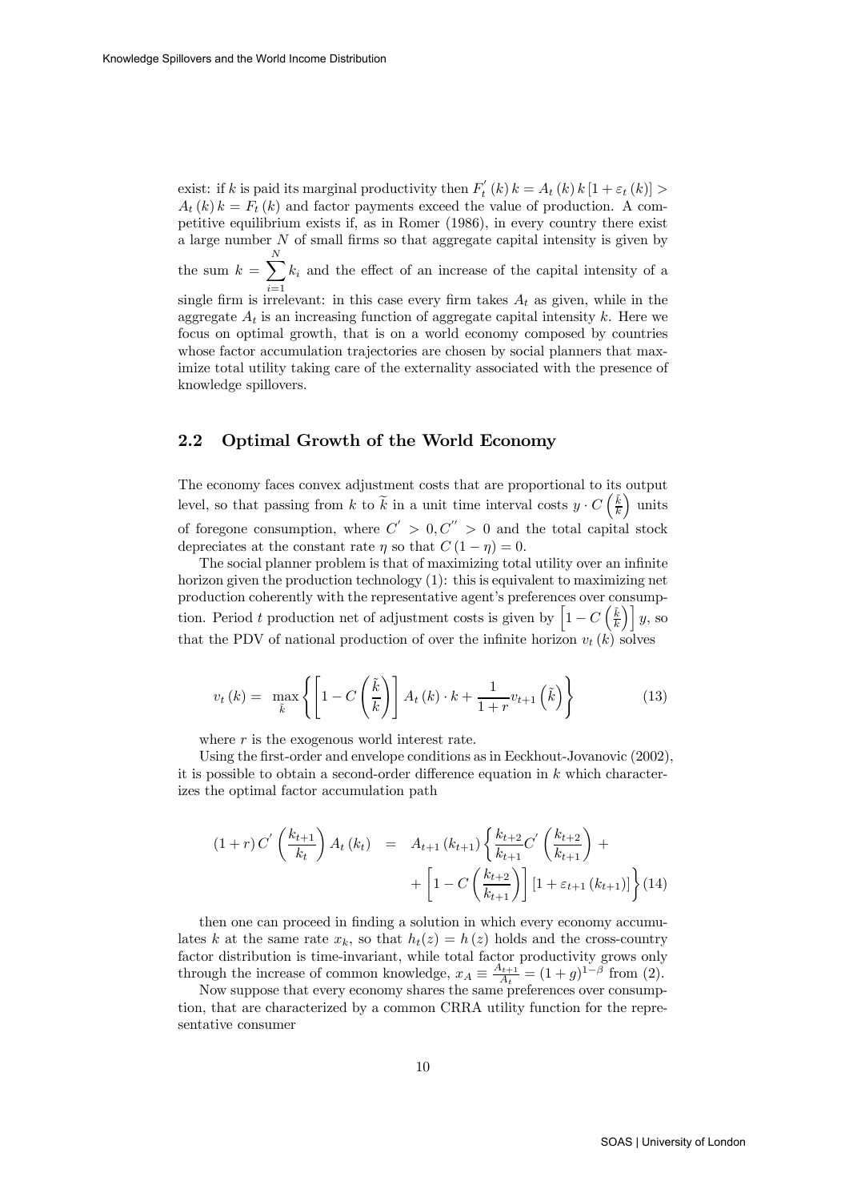exist: if $k$ is paid its marginal productivity then $F_t^{'}(k)\,k = A_t(k)\,k\,[1+\varepsilon_t(k)] > A_t(k)\,k = F_t(k)$ and factor payments exceed the value of production. A competitive equilibrium exists if, as in Romer (1986), in every country there exist a large number $N$ of small firms so that aggregate capital intensity is given by the sum $k = \sum_{i=1}^{N} k_i$ and the effect of an increase of the capital intensity of a single firm is irrelevant: in this case every firm takes $A_t$ as given, while in the aggregate $A_t$ is an increasing function of aggregate capital intensity $k$. Here we focus on optimal growth, that is on a world economy composed by countries whose factor accumulation trajectories are chosen by social planners that maximize total utility taking care of the externality associated with the presence of knowledge spillovers.

## 2.2 Optimal Growth of the World Economy

The economy faces convex adjustment costs that are proportional to its output level, so that passing from $k$ to $\widetilde{k}$ in a unit time interval costs $y \cdot C\left(\frac{\tilde{k}}{k}\right)$ units of foregone consumption, where $C^{'} > 0, C^{''} > 0$ and the total capital stock depreciates at the constant rate $\eta$ so that $C(1-\eta) = 0$.

The social planner problem is that of maximizing total utility over an infinite horizon given the production technology (1): this is equivalent to maximizing net production coherently with the representative agent's preferences over consumption. Period $t$ production net of adjustment costs is given by $\left[1 - C\left(\frac{\tilde{k}}{k}\right)\right] y$, so that the PDV of national production of over the infinite horizon $v_t(k)$ solves

$$v_t(k) = \max_{\tilde{k}} \left\{ \left[1 - C\left(\frac{\tilde{k}}{k}\right)\right] A_t(k) \cdot k + \frac{1}{1+r} v_{t+1}\left(\tilde{k}\right) \right\} \tag{13}$$

where $r$ is the exogenous world interest rate.

Using the first-order and envelope conditions as in Eeckhout-Jovanovic (2002), it is possible to obtain a second-order difference equation in $k$ which characterizes the optimal factor accumulation path

$$\begin{aligned}(1+r)\,C^{'}\left(\frac{k_{t+1}}{k_t}\right) A_t(k_t) &= A_{t+1}(k_{t+1}) \left\{ \frac{k_{t+2}}{k_{t+1}} C^{'}\left(\frac{k_{t+2}}{k_{t+1}}\right) + \right. \\ &\quad \left. + \left[1 - C\left(\frac{k_{t+2}}{k_{t+1}}\right)\right] [1 + \varepsilon_{t+1}(k_{t+1})] \right\} \end{aligned} \tag{14}$$

then one can proceed in finding a solution in which every economy accumulates $k$ at the same rate $x_k$, so that $h_t(z) = h(z)$ holds and the cross-country factor distribution is time-invariant, while total factor productivity grows only through the increase of common knowledge, $x_A \equiv \frac{A_{t+1}}{A_t} = (1+g)^{1-\beta}$ from (2).

Now suppose that every economy shares the same preferences over consumption, that are characterized by a common CRRA utility function for the representative consumer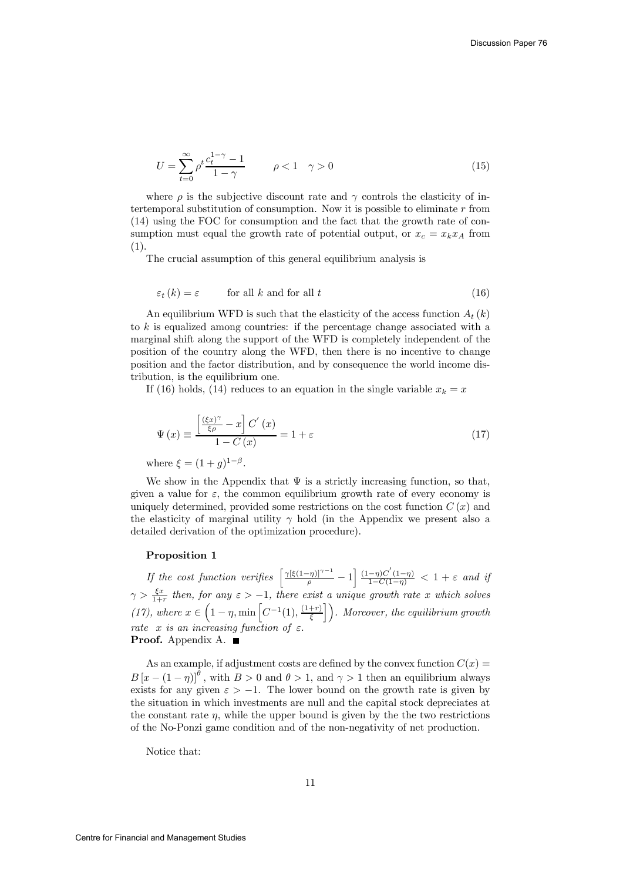$$U=\sum_{t=0}^{\infty}\rho^{t}\frac{c_{t}^{1-\gamma}-1}{1-\gamma}\qquad\rho<1\quad\gamma>0\tag{15}$$

where $\rho$ is the subjective discount rate and $\gamma$ controls the elasticity of intertemporal substitution of consumption. Now it is possible to eliminate $r$ from (14) using the FOC for consumption and the fact that the growth rate of consumption must equal the growth rate of potential output, or $x_c = x_k x_A$ from (1).

The crucial assumption of this general equilibrium analysis is

$$\varepsilon_{t}(k)=\varepsilon\qquad\text{for all } k \text{ and for all } t\tag{16}$$

An equilibrium WFD is such that the elasticity of the access function $A_t(k)$ to $k$ is equalized among countries: if the percentage change associated with a marginal shift along the support of the WFD is completely independent of the position of the country along the WFD, then there is no incentive to change position and the factor distribution, and by consequence the world income distribution, is the equilibrium one.

If (16) holds, (14) reduces to an equation in the single variable $x_k = x$

$$\Psi(x)\equiv\frac{\left[\frac{(\xi x)^{\gamma}}{\xi\rho}-x\right]C^{'}(x)}{1-C(x)}=1+\varepsilon\tag{17}$$

where $\xi=(1+g)^{1-\beta}$.

We show in the Appendix that $\Psi$ is a strictly increasing function, so that, given a value for $\varepsilon$, the common equilibrium growth rate of every economy is uniquely determined, provided some restrictions on the cost function $C(x)$ and the elasticity of marginal utility $\gamma$ hold (in the Appendix we present also a detailed derivation of the optimization procedure).

**Proposition 1**

*If the cost function verifies* $\left[\frac{\gamma[\xi(1-\eta)]^{\gamma-1}}{\rho}-1\right]\frac{(1-\eta)C^{'}(1-\eta)}{1-C(1-\eta)}<1+\varepsilon$ *and if* $\gamma>\frac{\xi x}{1+r}$ *then, for any* $\varepsilon>-1$*, there exist a unique growth rate* $x$ *which solves (17), where* $x\in\left(1-\eta,\min\left[C^{-1}(1),\frac{(1+r)}{\xi}\right]\right)$*. Moreover, the equilibrium growth rate* $x$ *is an increasing function of* $\varepsilon$*.*

**Proof.** Appendix A. ∎

As an example, if adjustment costs are defined by the convex function $C(x)=B\left[x-(1-\eta)\right]^{\theta}$, with $B>0$ and $\theta>1$, and $\gamma>1$ then an equilibrium always exists for any given $\varepsilon>-1$. The lower bound on the growth rate is given by the situation in which investments are null and the capital stock depreciates at the constant rate $\eta$, while the upper bound is given by the the two restrictions of the No-Ponzi game condition and of the non-negativity of net production.

Notice that: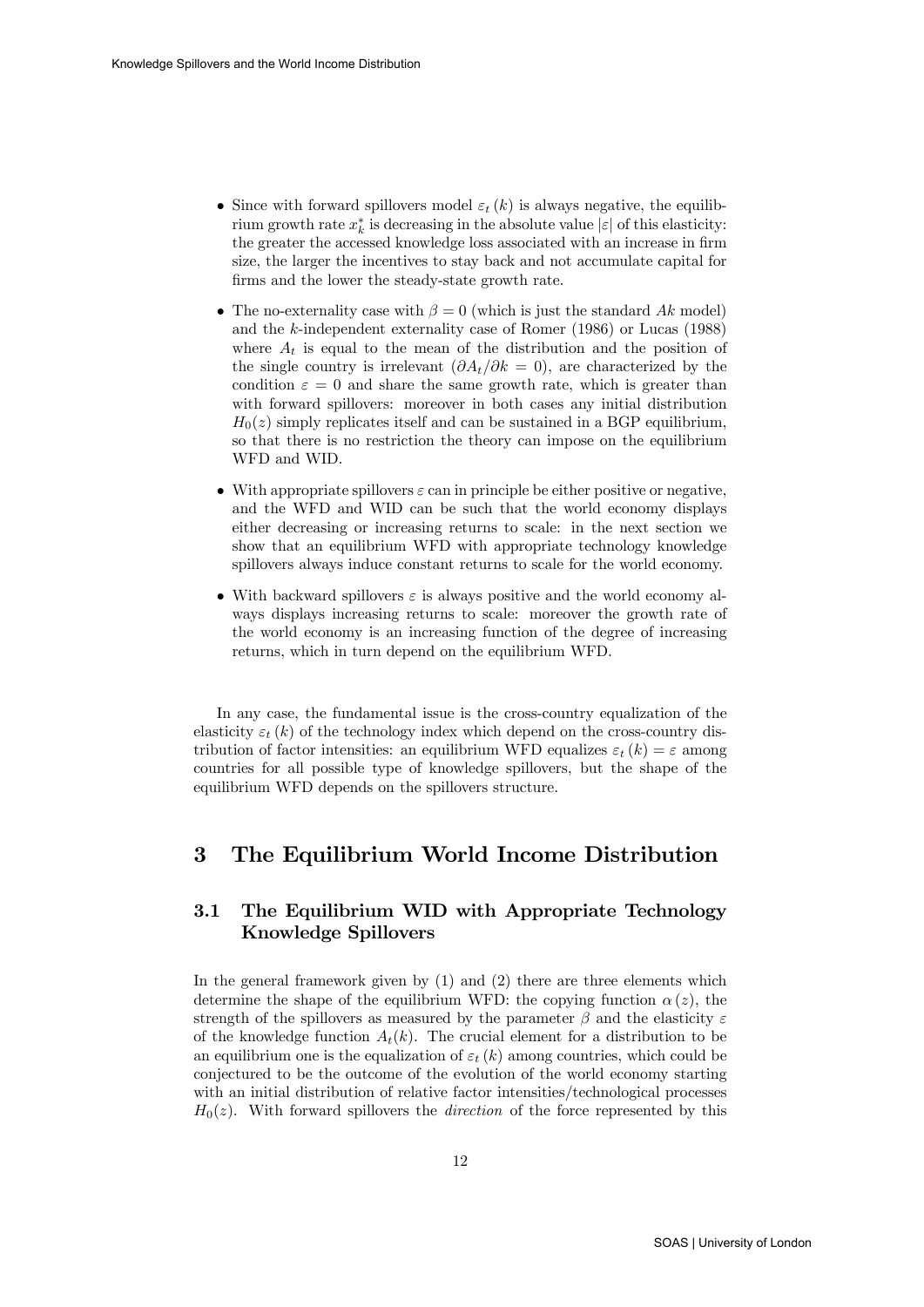- Since with forward spillovers model $\varepsilon_t(k)$ is always negative, the equilibrium growth rate $x_k^*$ is decreasing in the absolute value $|\varepsilon|$ of this elasticity: the greater the accessed knowledge loss associated with an increase in firm size, the larger the incentives to stay back and not accumulate capital for firms and the lower the steady-state growth rate.
- The no-externality case with $\beta = 0$ (which is just the standard $Ak$ model) and the $k$-independent externality case of Romer (1986) or Lucas (1988) where $A_t$ is equal to the mean of the distribution and the position of the single country is irrelevant ($\partial A_t/\partial k = 0$), are characterized by the condition $\varepsilon = 0$ and share the same growth rate, which is greater than with forward spillovers: moreover in both cases any initial distribution $H_0(z)$ simply replicates itself and can be sustained in a BGP equilibrium, so that there is no restriction the theory can impose on the equilibrium WFD and WID.
- With appropriate spillovers $\varepsilon$ can in principle be either positive or negative, and the WFD and WID can be such that the world economy displays either decreasing or increasing returns to scale: in the next section we show that an equilibrium WFD with appropriate technology knowledge spillovers always induce constant returns to scale for the world economy.
- With backward spillovers $\varepsilon$ is always positive and the world economy always displays increasing returns to scale: moreover the growth rate of the world economy is an increasing function of the degree of increasing returns, which in turn depend on the equilibrium WFD.

In any case, the fundamental issue is the cross-country equalization of the elasticity $\varepsilon_t(k)$ of the technology index which depend on the cross-country distribution of factor intensities: an equilibrium WFD equalizes $\varepsilon_t(k) = \varepsilon$ among countries for all possible type of knowledge spillovers, but the shape of the equilibrium WFD depends on the spillovers structure.

# 3 The Equilibrium World Income Distribution

## 3.1 The Equilibrium WID with Appropriate Technology Knowledge Spillovers

In the general framework given by (1) and (2) there are three elements which determine the shape of the equilibrium WFD: the copying function $\alpha(z)$, the strength of the spillovers as measured by the parameter $\beta$ and the elasticity $\varepsilon$ of the knowledge function $A_t(k)$. The crucial element for a distribution to be an equilibrium one is the equalization of $\varepsilon_t(k)$ among countries, which could be conjectured to be the outcome of the evolution of the world economy starting with an initial distribution of relative factor intensities/technological processes $H_0(z)$. With forward spillovers the *direction* of the force represented by this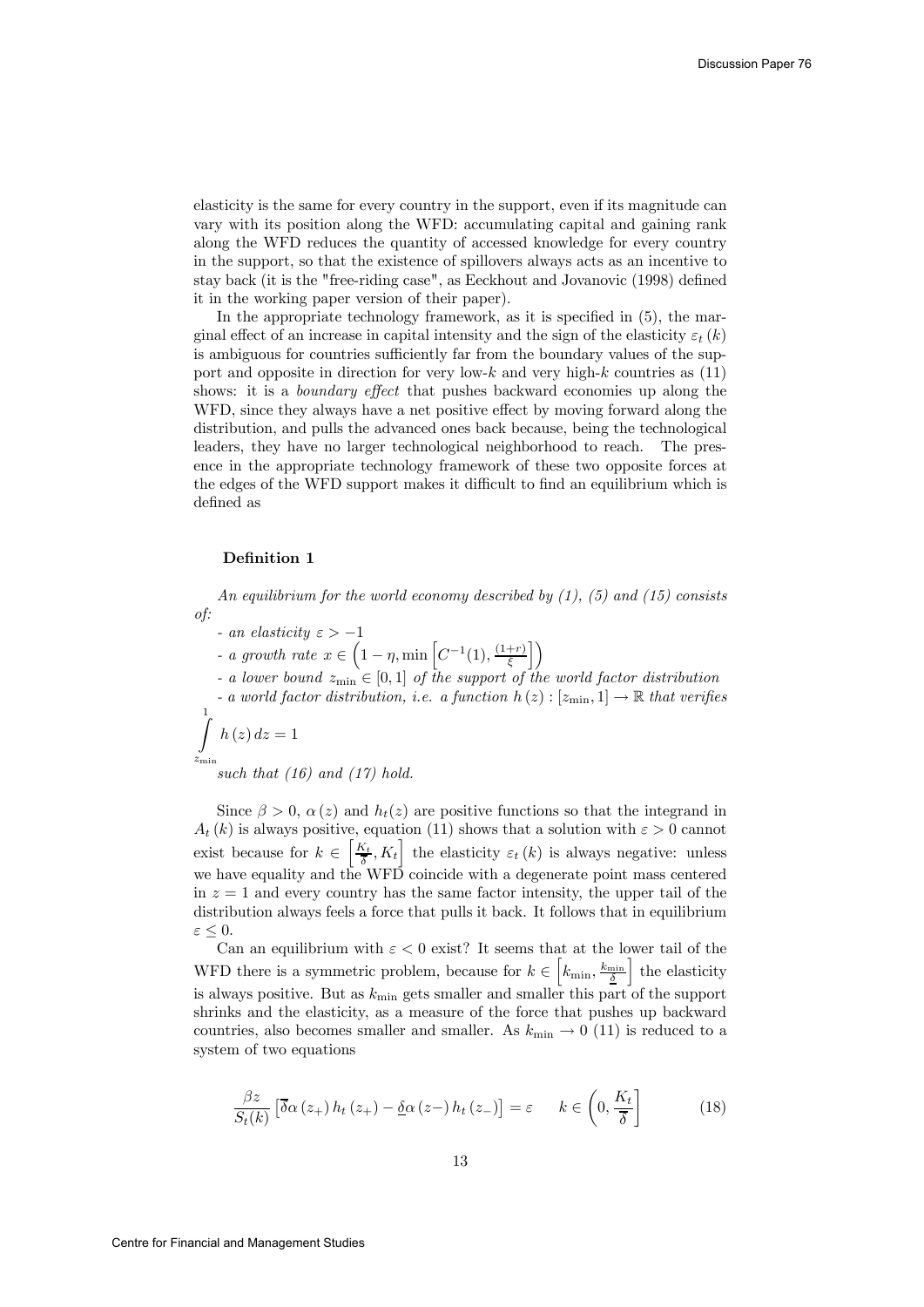elasticity is the same for every country in the support, even if its magnitude can vary with its position along the WFD: accumulating capital and gaining rank along the WFD reduces the quantity of accessed knowledge for every country in the support, so that the existence of spillovers always acts as an incentive to stay back (it is the "free-riding case", as Eeckhout and Jovanovic (1998) defined it in the working paper version of their paper).

In the appropriate technology framework, as it is specified in (5), the marginal effect of an increase in capital intensity and the sign of the elasticity $\varepsilon_t(k)$ is ambiguous for countries sufficiently far from the boundary values of the support and opposite in direction for very low-$k$ and very high-$k$ countries as (11) shows: it is a *boundary effect* that pushes backward economies up along the WFD, since they always have a net positive effect by moving forward along the distribution, and pulls the advanced ones back because, being the technological leaders, they have no larger technological neighborhood to reach. The presence in the appropriate technology framework of these two opposite forces at the edges of the WFD support makes it difficult to find an equilibrium which is defined as

**Definition 1**

*An equilibrium for the world economy described by (1), (5) and (15) consists of:*

*- an elasticity* $\varepsilon > -1$

*- a growth rate* $x \in \left(1-\eta, \min\left[C^{-1}(1), \frac{(1+r)}{\xi}\right]\right)$

*- a lower bound* $z_{\min} \in [0,1]$ *of the support of the world factor distribution*

*- a world factor distribution, i.e. a function* $h(z) : [z_{\min}, 1] \to \mathbb{R}$ *that verifies* $\int_{z_{\min}}^{1} h(z)\, dz = 1$

*such that (16) and (17) hold.*

Since $\beta > 0$, $\alpha(z)$ and $h_t(z)$ are positive functions so that the integrand in $A_t(k)$ is always positive, equation (11) shows that a solution with $\varepsilon > 0$ cannot exist because for $k \in \left[\frac{K_t}{\overline{\delta}}, K_t\right]$ the elasticity $\varepsilon_t(k)$ is always negative: unless we have equality and the WFD coincide with a degenerate point mass centered in $z = 1$ and every country has the same factor intensity, the upper tail of the distribution always feels a force that pulls it back. It follows that in equilibrium $\varepsilon \leq 0$.

Can an equilibrium with $\varepsilon < 0$ exist? It seems that at the lower tail of the WFD there is a symmetric problem, because for $k \in \left[k_{\min}, \frac{k_{\min}}{\underline{\delta}}\right]$ the elasticity is always positive. But as $k_{\min}$ gets smaller and smaller this part of the support shrinks and the elasticity, as a measure of the force that pushes up backward countries, also becomes smaller and smaller. As $k_{\min} \to 0$ (11) is reduced to a system of two equations

$$\frac{\beta z}{S_t(k)}\left[\overline{\delta}\alpha(z_+)\, h_t(z_+) - \underline{\delta}\alpha(z_-)\, h_t(z_-)\right] = \varepsilon \qquad k \in \left(0, \frac{K_t}{\overline{\delta}}\right] \tag{18}$$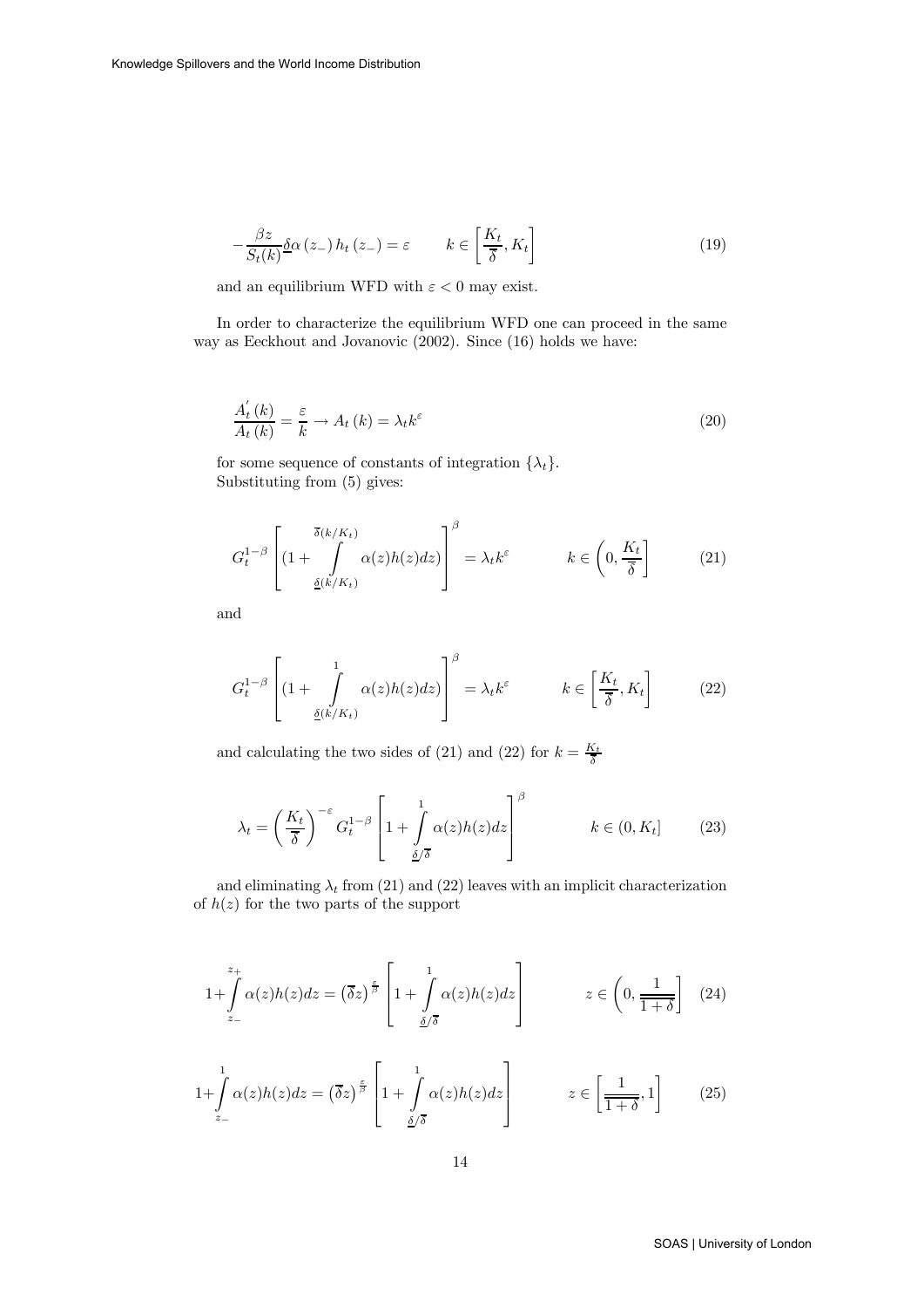$$-\frac{\beta z}{S_t(k)}\underline{\delta}\alpha\left(z_-\right)h_t\left(z_-\right)=\varepsilon \qquad k\in\left[\frac{K_t}{\overline{\delta}},K_t\right] \tag{19}$$

and an equilibrium WFD with $\varepsilon<0$ may exist.

In order to characterize the equilibrium WFD one can proceed in the same way as Eeckhout and Jovanovic (2002). Since (16) holds we have:

$$\frac{A_t^{'}(k)}{A_t(k)}=\frac{\varepsilon}{k}\rightarrow A_t(k)=\lambda_t k^{\varepsilon} \tag{20}$$

for some sequence of constants of integration $\{\lambda_t\}$.
Substituting from (5) gives:

$$G_t^{1-\beta}\left[(1+\int\limits_{\underline{\delta}(k/K_t)}^{\overline{\delta}(k/K_t)}\alpha(z)h(z)dz)\right]^{\beta}=\lambda_t k^{\varepsilon} \qquad k\in\left(0,\frac{K_t}{\overline{\delta}}\right] \tag{21}$$

and

$$G_t^{1-\beta}\left[(1+\int\limits_{\underline{\delta}(k/K_t)}^{1}\alpha(z)h(z)dz)\right]^{\beta}=\lambda_t k^{\varepsilon} \qquad k\in\left[\frac{K_t}{\overline{\delta}},K_t\right] \tag{22}$$

and calculating the two sides of (21) and (22) for $k=\frac{K_t}{\overline{\delta}}$

$$\lambda_t=\left(\frac{K_t}{\overline{\delta}}\right)^{-\varepsilon}G_t^{1-\beta}\left[1+\int\limits_{\underline{\delta}/\overline{\delta}}^{1}\alpha(z)h(z)dz\right]^{\beta} \qquad k\in(0,K_t] \tag{23}$$

and eliminating $\lambda_t$ from (21) and (22) leaves with an implicit characterization of $h(z)$ for the two parts of the support

$$1+\int\limits_{z_-}^{z_+}\alpha(z)h(z)dz=\left(\overline{\delta}z\right)^{\frac{\varepsilon}{\beta}}\left[1+\int\limits_{\underline{\delta}/\overline{\delta}}^{1}\alpha(z)h(z)dz\right] \qquad z\in\left(0,\frac{1}{\overline{1+\delta}}\right] \tag{24}$$

$$1+\int\limits_{z_-}^{1}\alpha(z)h(z)dz=\left(\overline{\delta}z\right)^{\frac{\varepsilon}{\beta}}\left[1+\int\limits_{\underline{\delta}/\overline{\delta}}^{1}\alpha(z)h(z)dz\right] \qquad z\in\left[\frac{1}{\overline{1+\delta}},1\right] \tag{25}$$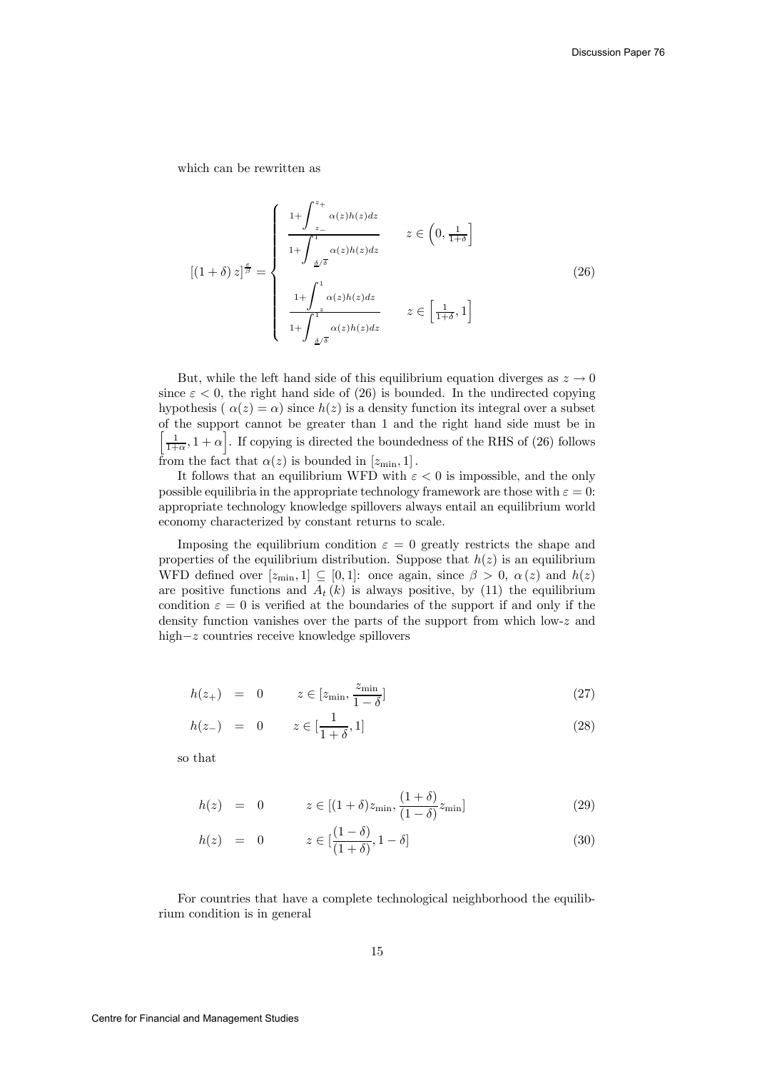which can be rewritten as

$$
[(1+\delta)z]^{\frac{\varepsilon}{\beta}} = \begin{cases} \dfrac{1+\displaystyle\int_{z_-}^{z_+} \alpha(z)h(z)dz}{1+\displaystyle\int_{\underline{\delta}/\overline{\delta}}^{1} \alpha(z)h(z)dz} & z \in \left(0, \frac{1}{1+\delta}\right] \\ \\ \dfrac{1+\displaystyle\int_{z}^{1} \alpha(z)h(z)dz}{1+\displaystyle\int_{\underline{\delta}/\overline{\delta}}^{1} \alpha(z)h(z)dz} & z \in \left[\frac{1}{1+\delta}, 1\right] \end{cases} \tag{26}
$$

But, while the left hand side of this equilibrium equation diverges as $z \to 0$ since $\varepsilon < 0$, the right hand side of (26) is bounded. In the undirected copying hypothesis ( $\alpha(z) = \alpha$) since $h(z)$ is a density function its integral over a subset of the support cannot be greater than 1 and the right hand side must be in $\left[\frac{1}{1+\alpha}, 1+\alpha\right]$. If copying is directed the boundedness of the RHS of (26) follows from the fact that $\alpha(z)$ is bounded in $[z_{\min}, 1]$.

It follows that an equilibrium WFD with $\varepsilon < 0$ is impossible, and the only possible equilibria in the appropriate technology framework are those with $\varepsilon = 0$: appropriate technology knowledge spillovers always entail an equilibrium world economy characterized by constant returns to scale.

Imposing the equilibrium condition $\varepsilon = 0$ greatly restricts the shape and properties of the equilibrium distribution. Suppose that $h(z)$ is an equilibrium WFD defined over $[z_{\min}, 1] \subseteq [0, 1]$: once again, since $\beta > 0$, $\alpha(z)$ and $h(z)$ are positive functions and $A_t(k)$ is always positive, by (11) the equilibrium condition $\varepsilon = 0$ is verified at the boundaries of the support if and only if the density function vanishes over the parts of the support from which low-$z$ and high$-z$ countries receive knowledge spillovers

$$
h(z_+) = 0 \qquad z \in [z_{\min}, \frac{z_{\min}}{1-\delta}] \tag{27}
$$

$$
h(z_-) = 0 \qquad z \in [\frac{1}{1+\delta}, 1] \tag{28}
$$

so that

$$
h(z) = 0 \qquad z \in [(1+\delta)z_{\min}, \frac{(1+\delta)}{(1-\delta)}z_{\min}] \tag{29}
$$

$$
h(z) = 0 \qquad z \in [\frac{(1-\delta)}{(1+\delta)}, 1-\delta] \tag{30}
$$

For countries that have a complete technological neighborhood the equilibrium condition is in general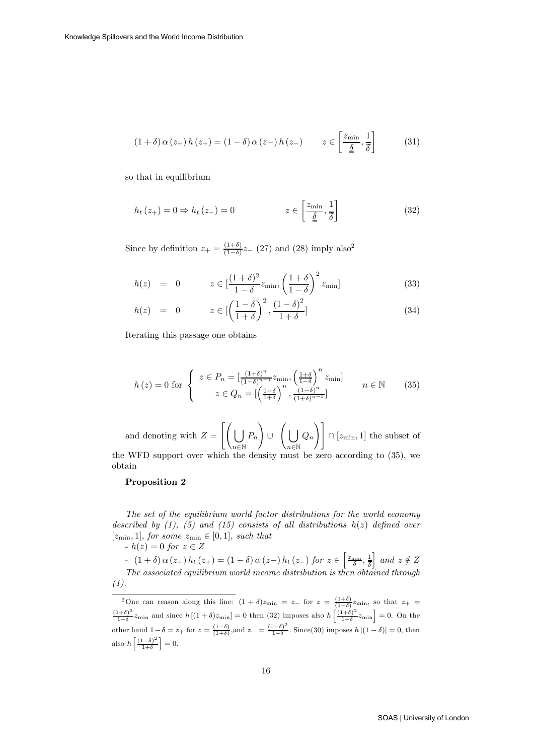$$(1+\delta)\,\alpha\,(z_{+})\,h\,(z_{+}) = (1-\delta)\,\alpha\,(z_{-})\,h\,(z_{-}) \qquad z \in \left[\frac{z_{\min}}{\underline{\delta}}, \frac{1}{\overline{\delta}}\right] \tag{31}$$

so that in equilibrium

$$h_t\,(z_{+}) = 0 \Rightarrow h_t\,(z_{-}) = 0 \qquad\qquad z \in \left[\frac{z_{\min}}{\underline{\delta}}, \frac{1}{\overline{\delta}}\right] \tag{32}$$

Since by definition $z_{+} = \frac{(1+\delta)}{(1-\delta)} z_{-}$ (27) and (28) imply also[2]

$$h(z) \;=\; 0 \qquad z \in [\frac{(1+\delta)^2}{1-\delta} z_{\min}, \left(\frac{1+\delta}{1-\delta}\right)^2 z_{\min}] \tag{33}$$

$$h(z) \;=\; 0 \qquad z \in [\left(\frac{1-\delta}{1+\delta}\right)^2, \frac{(1-\delta)^2}{1+\delta}] \tag{34}$$

Iterating this passage one obtains

$$h\,(z) = 0 \text{ for } \left\{ \begin{array}{c} z \in P_n = [\frac{(1+\delta)^n}{(1-\delta)^{n-1}} z_{\min}, \left(\frac{1+\delta}{1-\delta}\right)^n z_{\min}] \\ z \in Q_n = [\left(\frac{1-\delta}{1+\delta}\right)^n, \frac{(1-\delta)^n}{(1+\delta)^{n-1}}] \end{array} \right. \qquad n \in \mathbb{N} \tag{35}$$

and denoting with $Z = \left[\left(\bigcup_{n\in\mathbb{N}} P_n\right) \cup \left(\bigcup_{n\in\mathbb{N}} Q_n\right)\right] \cap [z_{\min}, 1]$ the subset of the WFD support over which the density must be zero according to (35), we obtain

**Proposition 2**

*The set of the equilibrium world factor distributions for the world economy described by (1), (5) and (15) consists of all distributions $h(z)$ defined over $[z_{\min}, 1]$, for some $z_{\min} \in [0,1]$, such that*

*- $h(z) = 0$ for $z \in Z$*

*- $(1+\delta)\,\alpha\,(z_{+})\,h_t\,(z_{+}) = (1-\delta)\,\alpha\,(z_{-})\,h_t\,(z_{-})$ for $z \in \left[\frac{z_{\min}}{\underline{\delta}}, \frac{1}{\overline{\delta}}\right]$ and $z \notin Z$*

*The associated equilibrium world income distribution is then obtained through (1).*

---

[2] One can reason along this line: $(1+\delta)z_{\min} = z_{-}$ for $z = \frac{(1+\delta)}{(1-\delta)} z_{\min}$, so that $z_{+} = \frac{(1+\delta)^2}{1-\delta} z_{\min}$ and since $h\,[(1+\delta)z_{\min}] = 0$ then (32) imposes also $h\left[\frac{(1+\delta)^2}{1-\delta} z_{\min}\right] = 0$. On the other hand $1-\delta = z_{+}$ for $z = \frac{(1-\delta)}{(1+\delta)}$, and $z_{-} = \frac{(1-\delta)^2}{1+\delta}$. Since(30) imposes $h\,[(1-\delta)] = 0$, then also $h\left[\frac{(1-\delta)^2}{1+\delta}\right] = 0$.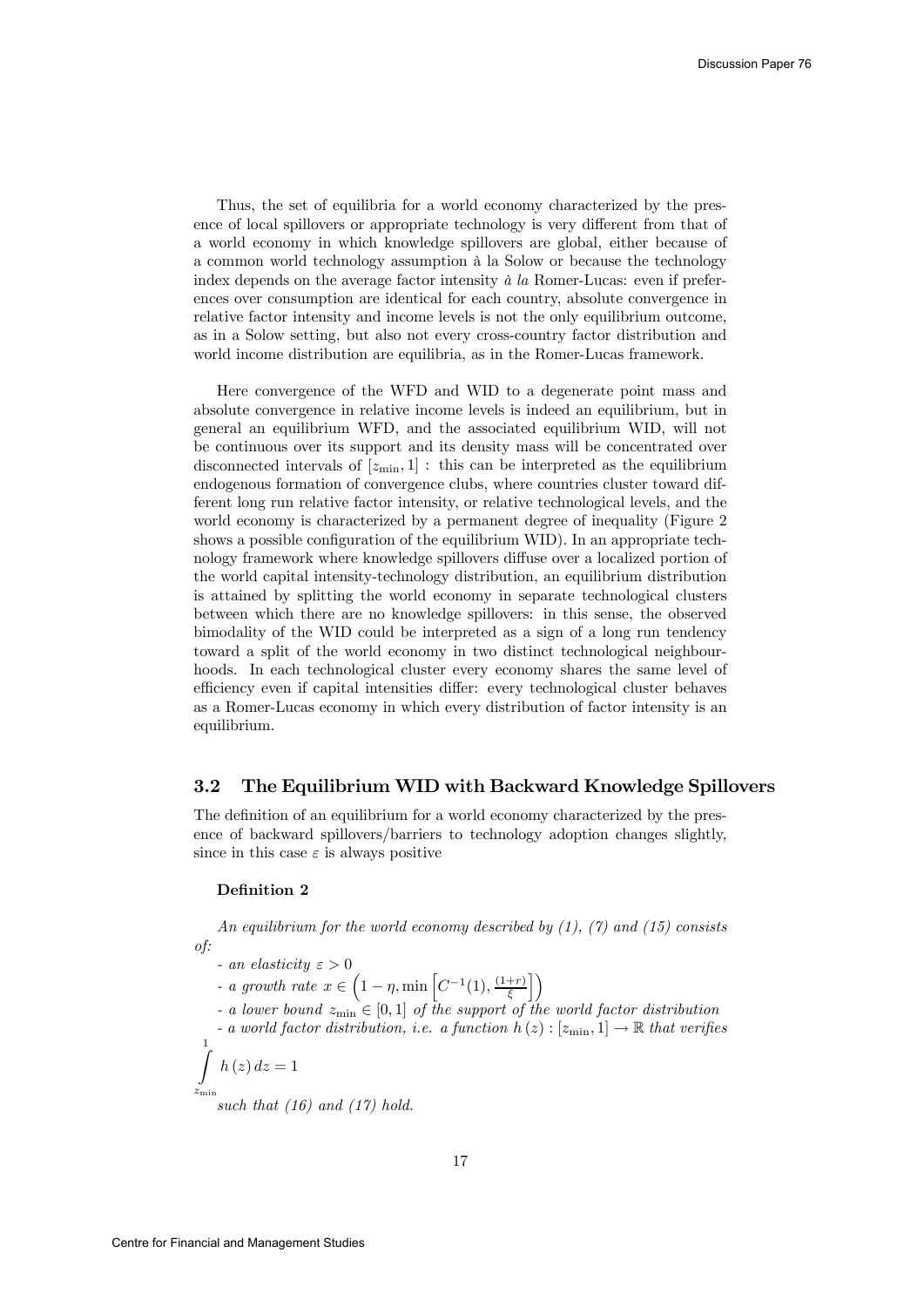Thus, the set of equilibria for a world economy characterized by the presence of local spillovers or appropriate technology is very different from that of a world economy in which knowledge spillovers are global, either because of a common world technology assumption à la Solow or because the technology index depends on the average factor intensity *à la* Romer-Lucas: even if preferences over consumption are identical for each country, absolute convergence in relative factor intensity and income levels is not the only equilibrium outcome, as in a Solow setting, but also not every cross-country factor distribution and world income distribution are equilibria, as in the Romer-Lucas framework.

Here convergence of the WFD and WID to a degenerate point mass and absolute convergence in relative income levels is indeed an equilibrium, but in general an equilibrium WFD, and the associated equilibrium WID, will not be continuous over its support and its density mass will be concentrated over disconnected intervals of $[z_{\min}, 1]$ : this can be interpreted as the equilibrium endogenous formation of convergence clubs, where countries cluster toward different long run relative factor intensity, or relative technological levels, and the world economy is characterized by a permanent degree of inequality (Figure 2 shows a possible configuration of the equilibrium WID). In an appropriate technology framework where knowledge spillovers diffuse over a localized portion of the world capital intensity-technology distribution, an equilibrium distribution is attained by splitting the world economy in separate technological clusters between which there are no knowledge spillovers: in this sense, the observed bimodality of the WID could be interpreted as a sign of a long run tendency toward a split of the world economy in two distinct technological neighbourhoods. In each technological cluster every economy shares the same level of efficiency even if capital intensities differ: every technological cluster behaves as a Romer-Lucas economy in which every distribution of factor intensity is an equilibrium.

### 3.2 The Equilibrium WID with Backward Knowledge Spillovers

The definition of an equilibrium for a world economy characterized by the presence of backward spillovers/barriers to technology adoption changes slightly, since in this case $\varepsilon$ is always positive

**Definition 2**

*An equilibrium for the world economy described by (1), (7) and (15) consists of:*

*- an elasticity* $\varepsilon > 0$

*- a growth rate* $x \in \left(1-\eta, \min\left[C^{-1}(1), \frac{(1+r)}{\xi}\right]\right)$

*- a lower bound* $z_{\min} \in [0,1]$ *of the support of the world factor distribution*

*- a world factor distribution, i.e. a function* $h(z) : [z_{\min}, 1] \rightarrow \mathbb{R}$ *that verifies*

$$\int_{z_{\min}}^{1} h(z)\, dz = 1$$

*such that (16) and (17) hold.*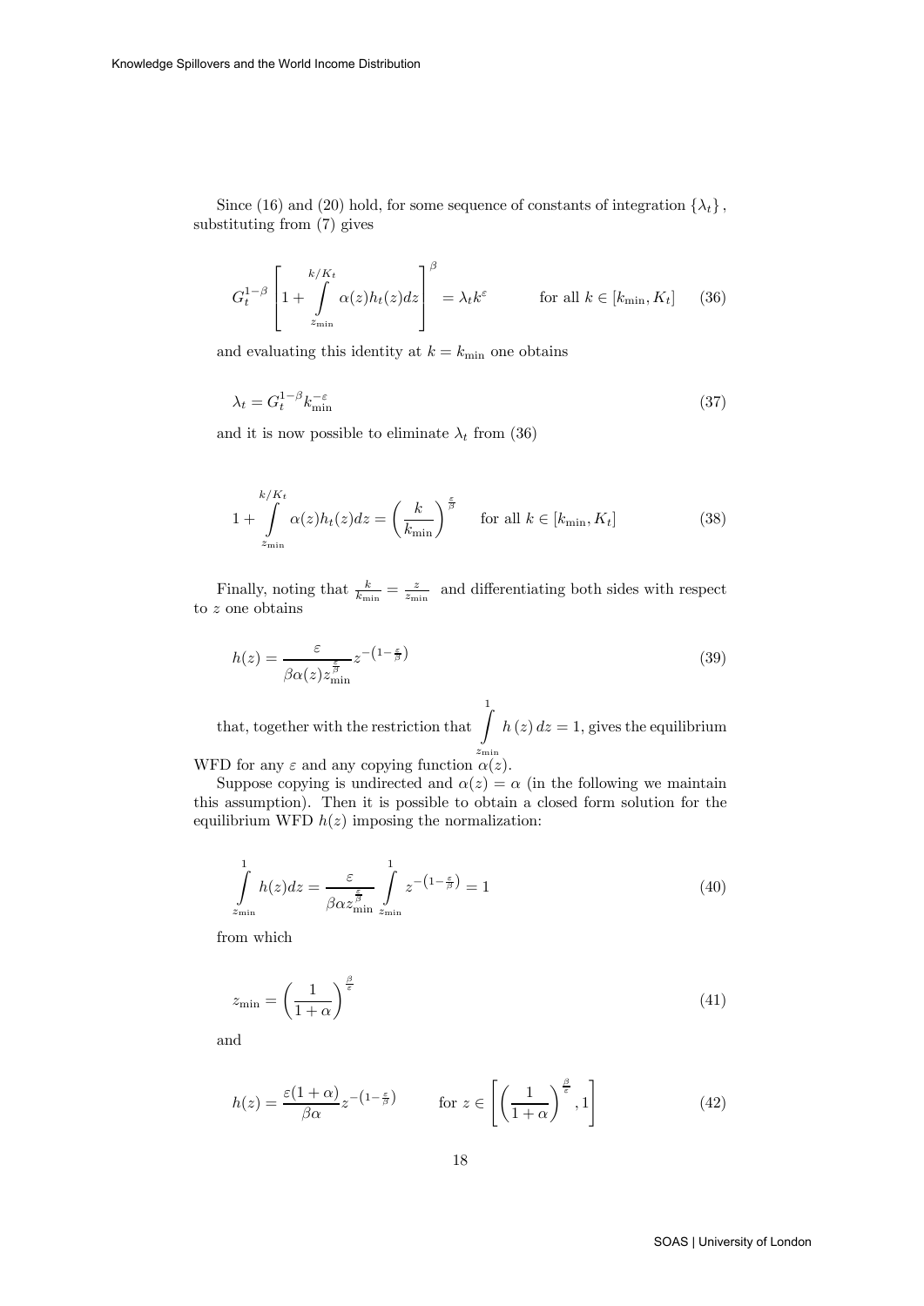Since (16) and (20) hold, for some sequence of constants of integration $\{\lambda_t\}$, substituting from (7) gives

$$G_t^{1-\beta}\left[1+\int_{z_{\min}}^{k/K_t}\alpha(z)h_t(z)dz\right]^{\beta}=\lambda_t k^{\varepsilon} \qquad \text{for all } k\in[k_{\min},K_t] \tag{36}$$

and evaluating this identity at $k=k_{\min}$ one obtains

$$\lambda_t = G_t^{1-\beta}k_{\min}^{-\varepsilon} \tag{37}$$

and it is now possible to eliminate $\lambda_t$ from (36)

$$1+\int_{z_{\min}}^{k/K_t}\alpha(z)h_t(z)dz=\left(\frac{k}{k_{\min}}\right)^{\frac{\varepsilon}{\beta}} \qquad \text{for all } k\in[k_{\min},K_t] \tag{38}$$

Finally, noting that $\frac{k}{k_{\min}}=\frac{z}{z_{\min}}$ and differentiating both sides with respect to $z$ one obtains

$$h(z)=\frac{\varepsilon}{\beta\alpha(z)z_{\min}^{\frac{\varepsilon}{\beta}}}z^{-\left(1-\frac{\varepsilon}{\beta}\right)} \tag{39}$$

that, together with the restriction that $\int_{z_{\min}}^{1}h(z)\,dz=1$, gives the equilibrium WFD for any $\varepsilon$ and any copying function $\alpha(z)$.

Suppose copying is undirected and $\alpha(z)=\alpha$ (in the following we maintain this assumption). Then it is possible to obtain a closed form solution for the equilibrium WFD $h(z)$ imposing the normalization:

$$\int_{z_{\min}}^{1}h(z)dz=\frac{\varepsilon}{\beta\alpha z_{\min}^{\frac{\varepsilon}{\beta}}}\int_{z_{\min}}^{1}z^{-\left(1-\frac{\varepsilon}{\beta}\right)}=1 \tag{40}$$

from which

$$z_{\min}=\left(\frac{1}{1+\alpha}\right)^{\frac{\beta}{\varepsilon}} \tag{41}$$

and

$$h(z)=\frac{\varepsilon(1+\alpha)}{\beta\alpha}z^{-\left(1-\frac{\varepsilon}{\beta}\right)} \qquad \text{for } z\in\left[\left(\frac{1}{1+\alpha}\right)^{\frac{\beta}{\varepsilon}},1\right] \tag{42}$$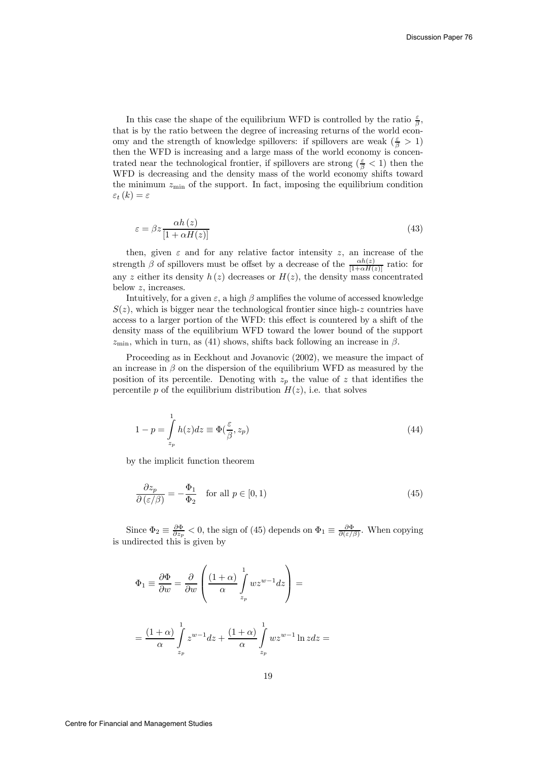In this case the shape of the equilibrium WFD is controlled by the ratio $\frac{\varepsilon}{\beta}$, that is by the ratio between the degree of increasing returns of the world economy and the strength of knowledge spillovers: if spillovers are weak ($\frac{\varepsilon}{\beta} > 1$) then the WFD is increasing and a large mass of the world economy is concentrated near the technological frontier, if spillovers are strong ($\frac{\varepsilon}{\beta} < 1$) then the WFD is decreasing and the density mass of the world economy shifts toward the minimum $z_{\min}$ of the support. In fact, imposing the equilibrium condition $\varepsilon_t(k) = \varepsilon$

$$\varepsilon = \beta z \frac{\alpha h(z)}{[1 + \alpha H(z)]} \tag{43}$$

then, given $\varepsilon$ and for any relative factor intensity $z$, an increase of the strength $\beta$ of spillovers must be offset by a decrease of the $\frac{\alpha h(z)}{[1+\alpha H(z)]}$ ratio: for any $z$ either its density $h(z)$ decreases or $H(z)$, the density mass concentrated below $z$, increases.

Intuitively, for a given $\varepsilon$, a high $\beta$ amplifies the volume of accessed knowledge $S(z)$, which is bigger near the technological frontier since high-$z$ countries have access to a larger portion of the WFD: this effect is countered by a shift of the density mass of the equilibrium WFD toward the lower bound of the support $z_{\min}$, which in turn, as (41) shows, shifts back following an increase in $\beta$.

Proceeding as in Eeckhout and Jovanovic (2002), we measure the impact of an increase in $\beta$ on the dispersion of the equilibrium WFD as measured by the position of its percentile. Denoting with $z_p$ the value of $z$ that identifies the percentile $p$ of the equilibrium distribution $H(z)$, i.e. that solves

$$1 - p = \int_{z_p}^{1} h(z)dz \equiv \Phi(\frac{\varepsilon}{\beta}, z_p) \tag{44}$$

by the implicit function theorem

$$\frac{\partial z_p}{\partial (\varepsilon/\beta)} = -\frac{\Phi_1}{\Phi_2} \quad \text{for all } p \in [0, 1) \tag{45}$$

Since $\Phi_2 \equiv \frac{\partial \Phi}{\partial z_p} < 0$, the sign of (45) depends on $\Phi_1 \equiv \frac{\partial \Phi}{\partial (\varepsilon/\beta)}$. When copying is undirected this is given by

$$\Phi_1 \equiv \frac{\partial \Phi}{\partial w} = \frac{\partial}{\partial w}\left( \frac{(1+\alpha)}{\alpha} \int_{z_p}^{1} w z^{w-1} dz \right) =$$

$$= \frac{(1+\alpha)}{\alpha} \int_{z_p}^{1} z^{w-1} dz + \frac{(1+\alpha)}{\alpha} \int_{z_p}^{1} w z^{w-1} \ln z dz =$$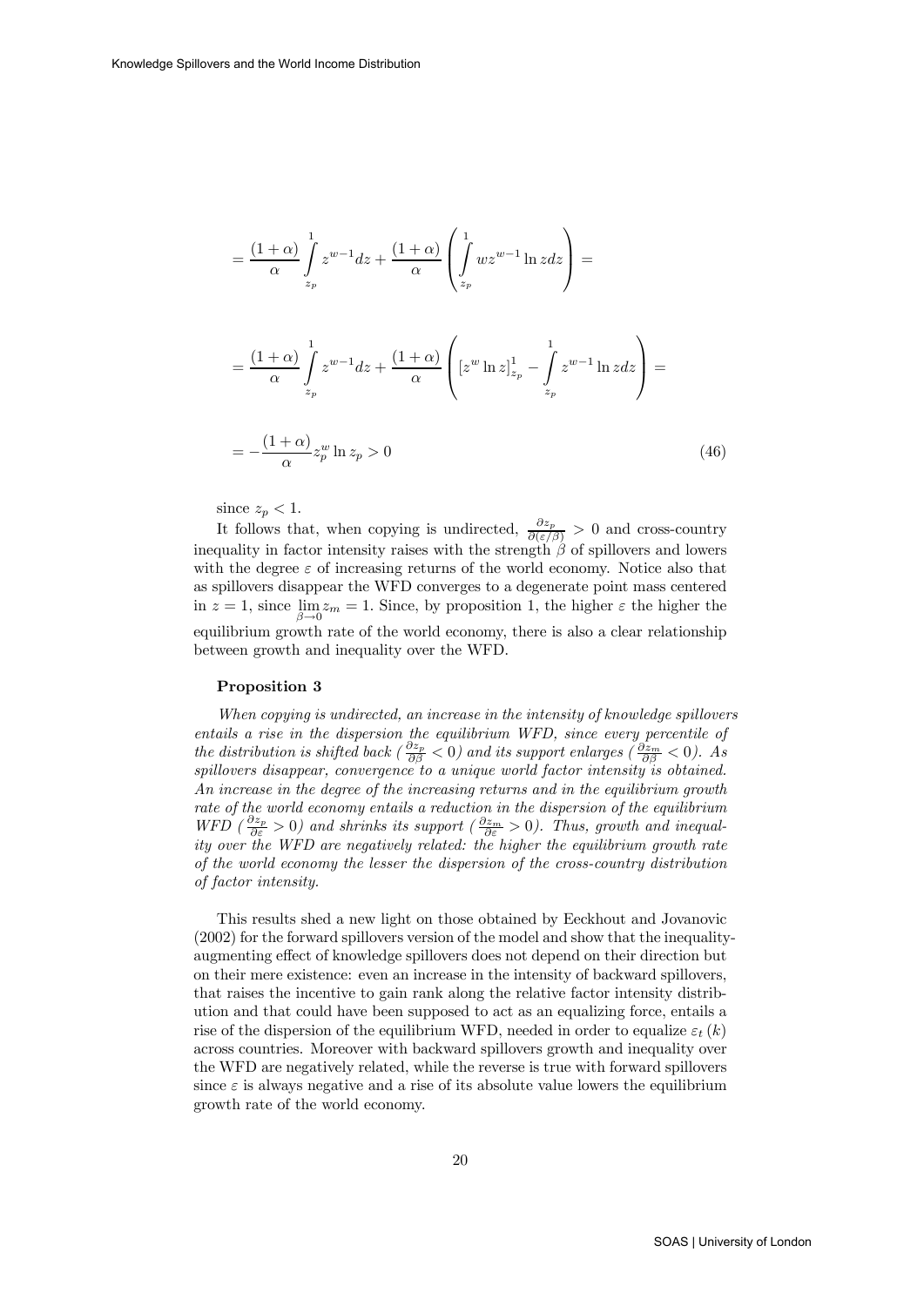$$= \frac{(1+\alpha)}{\alpha} \int_{z_p}^{1} z^{w-1} dz + \frac{(1+\alpha)}{\alpha} \left( \int_{z_p}^{1} w z^{w-1} \ln z dz \right) =$$

$$= \frac{(1+\alpha)}{\alpha} \int_{z_p}^{1} z^{w-1} dz + \frac{(1+\alpha)}{\alpha} \left( \left[ z^w \ln z \right]_{z_p}^{1} - \int_{z_p}^{1} z^{w-1} \ln z dz \right) =$$

$$= -\frac{(1+\alpha)}{\alpha} z_p^w \ln z_p > 0 \tag{46}$$

since $z_p < 1$.

It follows that, when copying is undirected, $\frac{\partial z_p}{\partial (\varepsilon/\beta)} > 0$ and cross-country inequality in factor intensity raises with the strength $\beta$ of spillovers and lowers with the degree $\varepsilon$ of increasing returns of the world economy. Notice also that as spillovers disappear the WFD converges to a degenerate point mass centered in $z = 1$, since $\lim_{\beta \to 0} z_m = 1$. Since, by proposition 1, the higher $\varepsilon$ the higher the equilibrium growth rate of the world economy, there is also a clear relationship between growth and inequality over the WFD.

**Proposition 3**

*When copying is undirected, an increase in the intensity of knowledge spillovers entails a rise in the dispersion the equilibrium WFD, since every percentile of the distribution is shifted back ($\frac{\partial z_p}{\partial \beta} < 0$) and its support enlarges ($\frac{\partial z_m}{\partial \beta} < 0$). As spillovers disappear, convergence to a unique world factor intensity is obtained. An increase in the degree of the increasing returns and in the equilibrium growth rate of the world economy entails a reduction in the dispersion of the equilibrium WFD ($\frac{\partial z_p}{\partial \varepsilon} > 0$) and shrinks its support ($\frac{\partial z_m}{\partial \varepsilon} > 0$). Thus, growth and inequality over the WFD are negatively related: the higher the equilibrium growth rate of the world economy the lesser the dispersion of the cross-country distribution of factor intensity.*

This results shed a new light on those obtained by Eeckhout and Jovanovic (2002) for the forward spillovers version of the model and show that the inequality-augmenting effect of knowledge spillovers does not depend on their direction but on their mere existence: even an increase in the intensity of backward spillovers, that raises the incentive to gain rank along the relative factor intensity distribution and that could have been supposed to act as an equalizing force, entails a rise of the dispersion of the equilibrium WFD, needed in order to equalize $\varepsilon_t(k)$ across countries. Moreover with backward spillovers growth and inequality over the WFD are negatively related, while the reverse is true with forward spillovers since $\varepsilon$ is always negative and a rise of its absolute value lowers the equilibrium growth rate of the world economy.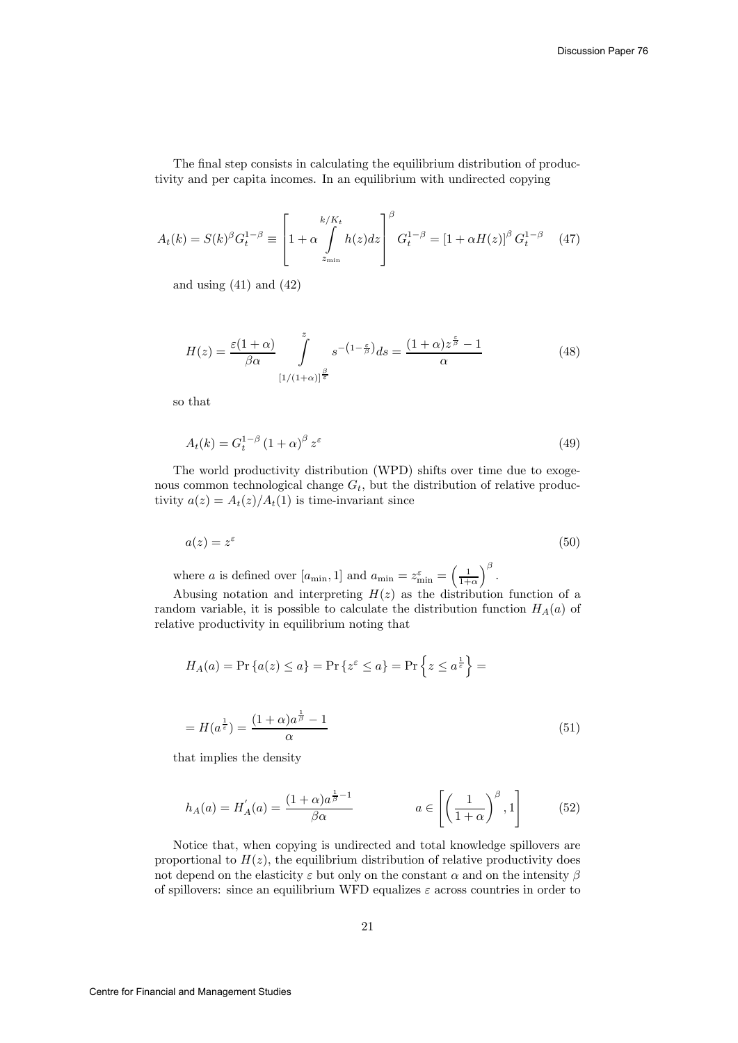The final step consists in calculating the equilibrium distribution of productivity and per capita incomes. In an equilibrium with undirected copying

$$A_t(k) = S(k)^{\beta} G_t^{1-\beta} \equiv \left[ 1 + \alpha \int_{z_{\min}}^{k/K_t} h(z) dz \right]^{\beta} G_t^{1-\beta} = \left[ 1 + \alpha H(z) \right]^{\beta} G_t^{1-\beta} \quad (47)$$

and using (41) and (42)

$$H(z) = \frac{\varepsilon(1+\alpha)}{\beta\alpha} \int_{[1/(1+\alpha)]^{\frac{\beta}{\varepsilon}}}^{z} s^{-\left(1-\frac{\varepsilon}{\beta}\right)} ds = \frac{(1+\alpha) z^{\frac{\varepsilon}{\beta}} - 1}{\alpha} \quad (48)$$

so that

$$A_t(k) = G_t^{1-\beta} \left(1+\alpha\right)^{\beta} z^{\varepsilon} \quad (49)$$

The world productivity distribution (WPD) shifts over time due to exogenous common technological change $G_t$, but the distribution of relative productivity $a(z) = A_t(z)/A_t(1)$ is time-invariant since

$$a(z) = z^{\varepsilon} \quad (50)$$

where $a$ is defined over $[a_{\min}, 1]$ and $a_{\min} = z_{\min}^{\varepsilon} = \left(\frac{1}{1+\alpha}\right)^{\beta}$.

Abusing notation and interpreting $H(z)$ as the distribution function of a random variable, it is possible to calculate the distribution function $H_A(a)$ of relative productivity in equilibrium noting that

$$H_A(a) = \Pr\left\{a(z) \leq a\right\} = \Pr\left\{z^{\varepsilon} \leq a\right\} = \Pr\left\{z \leq a^{\frac{1}{\varepsilon}}\right\} =$$

$$= H(a^{\frac{1}{\varepsilon}}) = \frac{(1+\alpha) a^{\frac{1}{\beta}} - 1}{\alpha} \quad (51)$$

that implies the density

$$h_A(a) = H_A^{'}(a) = \frac{(1+\alpha) a^{\frac{1}{\beta}-1}}{\beta\alpha} \qquad a \in \left[ \left(\frac{1}{1+\alpha}\right)^{\beta}, 1 \right] \quad (52)$$

Notice that, when copying is undirected and total knowledge spillovers are proportional to $H(z)$, the equilibrium distribution of relative productivity does not depend on the elasticity $\varepsilon$ but only on the constant $\alpha$ and on the intensity $\beta$ of spillovers: since an equilibrium WFD equalizes $\varepsilon$ across countries in order to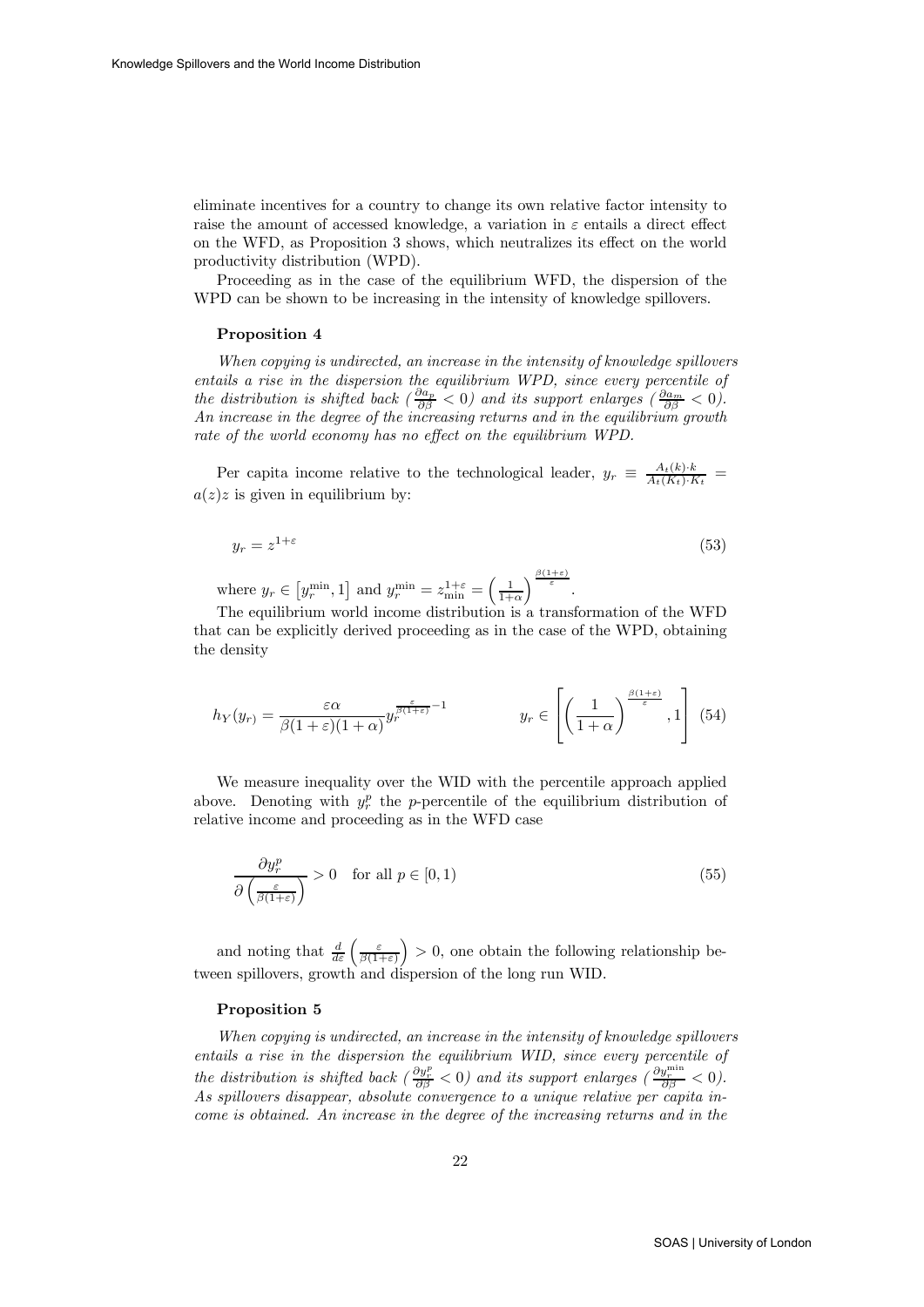eliminate incentives for a country to change its own relative factor intensity to raise the amount of accessed knowledge, a variation in $\varepsilon$ entails a direct effect on the WFD, as Proposition 3 shows, which neutralizes its effect on the world productivity distribution (WPD).

Proceeding as in the case of the equilibrium WFD, the dispersion of the WPD can be shown to be increasing in the intensity of knowledge spillovers.

**Proposition 4**

*When copying is undirected, an increase in the intensity of knowledge spillovers entails a rise in the dispersion the equilibrium WPD, since every percentile of the distribution is shifted back ($\frac{\partial a_p}{\partial \beta} < 0$) and its support enlarges ($\frac{\partial a_m}{\partial \beta} < 0$). An increase in the degree of the increasing returns and in the equilibrium growth rate of the world economy has no effect on the equilibrium WPD.*

Per capita income relative to the technological leader, $y_r \equiv \frac{A_t(k) \cdot k}{A_t(K_t) \cdot K_t} = a(z)z$ is given in equilibrium by:

$$y_r = z^{1+\varepsilon} \tag{53}$$

where $y_r \in \left[y_r^{\min}, 1\right]$ and $y_r^{\min} = z_{\min}^{1+\varepsilon} = \left(\frac{1}{1+\alpha}\right)^{\frac{\beta(1+\varepsilon)}{\varepsilon}}$.

The equilibrium world income distribution is a transformation of the WFD that can be explicitly derived proceeding as in the case of the WPD, obtaining the density

$$h_Y(y_r) = \frac{\varepsilon\alpha}{\beta(1+\varepsilon)(1+\alpha)} y_r^{\frac{\varepsilon}{\beta(1+\varepsilon)}-1} \qquad\qquad y_r \in \left[\left(\frac{1}{1+\alpha}\right)^{\frac{\beta(1+\varepsilon)}{\varepsilon}}, 1\right] \tag{54}$$

We measure inequality over the WID with the percentile approach applied above. Denoting with $y_r^p$ the $p$-percentile of the equilibrium distribution of relative income and proceeding as in the WFD case

$$\frac{\partial y_r^p}{\partial \left(\frac{\varepsilon}{\beta(1+\varepsilon)}\right)} > 0 \quad \text{for all } p \in [0, 1) \tag{55}$$

and noting that $\frac{d}{d\varepsilon}\left(\frac{\varepsilon}{\beta(1+\varepsilon)}\right) > 0$, one obtain the following relationship between spillovers, growth and dispersion of the long run WID.

**Proposition 5**

*When copying is undirected, an increase in the intensity of knowledge spillovers entails a rise in the dispersion the equilibrium WID, since every percentile of the distribution is shifted back ($\frac{\partial y_r^p}{\partial \beta} < 0$) and its support enlarges ($\frac{\partial y_r^{\min}}{\partial \beta} < 0$). As spillovers disappear, absolute convergence to a unique relative per capita income is obtained. An increase in the degree of the increasing returns and in the*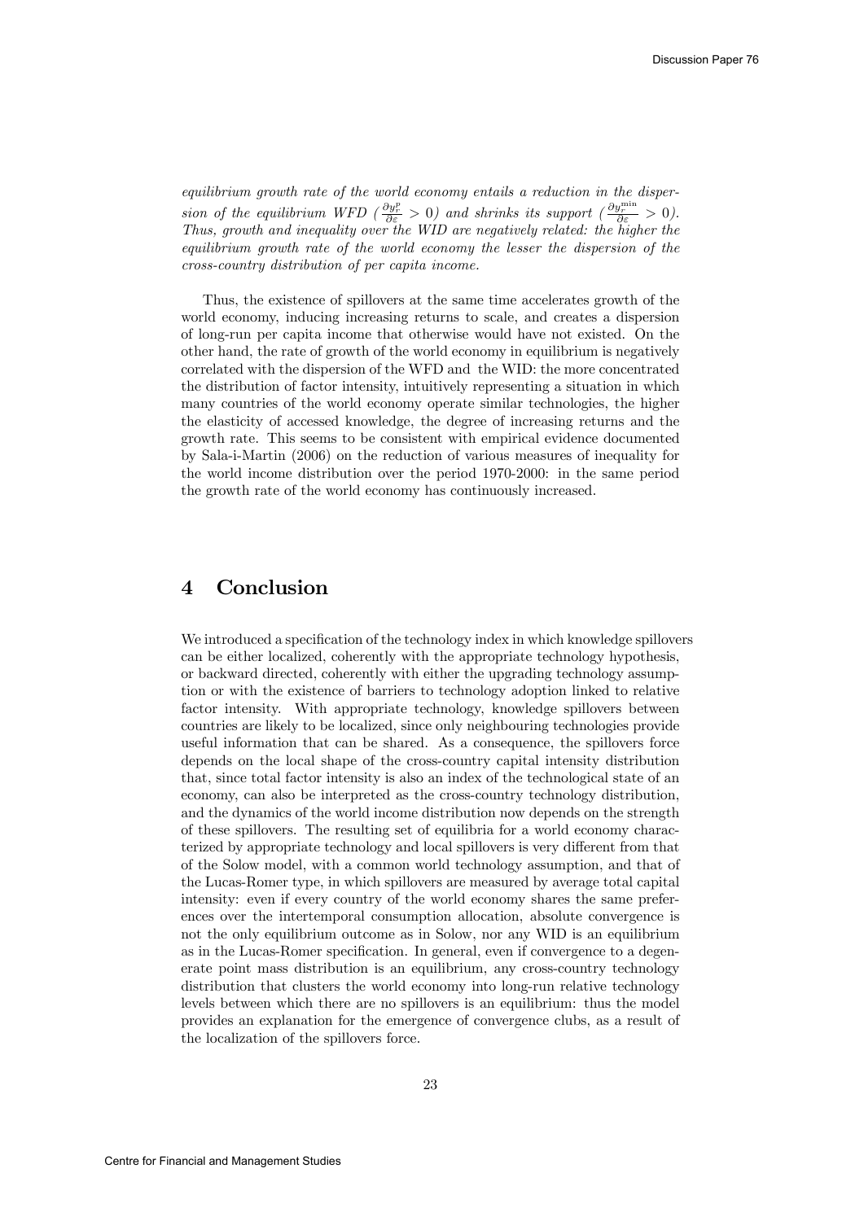*equilibrium growth rate of the world economy entails a reduction in the dispersion of the equilibrium WFD ($\frac{\partial y_r^p}{\partial \varepsilon} > 0$) and shrinks its support ($\frac{\partial y_r^{\min}}{\partial \varepsilon} > 0$). Thus, growth and inequality over the WID are negatively related: the higher the equilibrium growth rate of the world economy the lesser the dispersion of the cross-country distribution of per capita income.*

Thus, the existence of spillovers at the same time accelerates growth of the world economy, inducing increasing returns to scale, and creates a dispersion of long-run per capita income that otherwise would have not existed. On the other hand, the rate of growth of the world economy in equilibrium is negatively correlated with the dispersion of the WFD and the WID: the more concentrated the distribution of factor intensity, intuitively representing a situation in which many countries of the world economy operate similar technologies, the higher the elasticity of accessed knowledge, the degree of increasing returns and the growth rate. This seems to be consistent with empirical evidence documented by Sala-i-Martin (2006) on the reduction of various measures of inequality for the world income distribution over the period 1970-2000: in the same period the growth rate of the world economy has continuously increased.

# 4 Conclusion

We introduced a specification of the technology index in which knowledge spillovers can be either localized, coherently with the appropriate technology hypothesis, or backward directed, coherently with either the upgrading technology assumption or with the existence of barriers to technology adoption linked to relative factor intensity. With appropriate technology, knowledge spillovers between countries are likely to be localized, since only neighbouring technologies provide useful information that can be shared. As a consequence, the spillovers force depends on the local shape of the cross-country capital intensity distribution that, since total factor intensity is also an index of the technological state of an economy, can also be interpreted as the cross-country technology distribution, and the dynamics of the world income distribution now depends on the strength of these spillovers. The resulting set of equilibria for a world economy characterized by appropriate technology and local spillovers is very different from that of the Solow model, with a common world technology assumption, and that of the Lucas-Romer type, in which spillovers are measured by average total capital intensity: even if every country of the world economy shares the same preferences over the intertemporal consumption allocation, absolute convergence is not the only equilibrium outcome as in Solow, nor any WID is an equilibrium as in the Lucas-Romer specification. In general, even if convergence to a degenerate point mass distribution is an equilibrium, any cross-country technology distribution that clusters the world economy into long-run relative technology levels between which there are no spillovers is an equilibrium: thus the model provides an explanation for the emergence of convergence clubs, as a result of the localization of the spillovers force.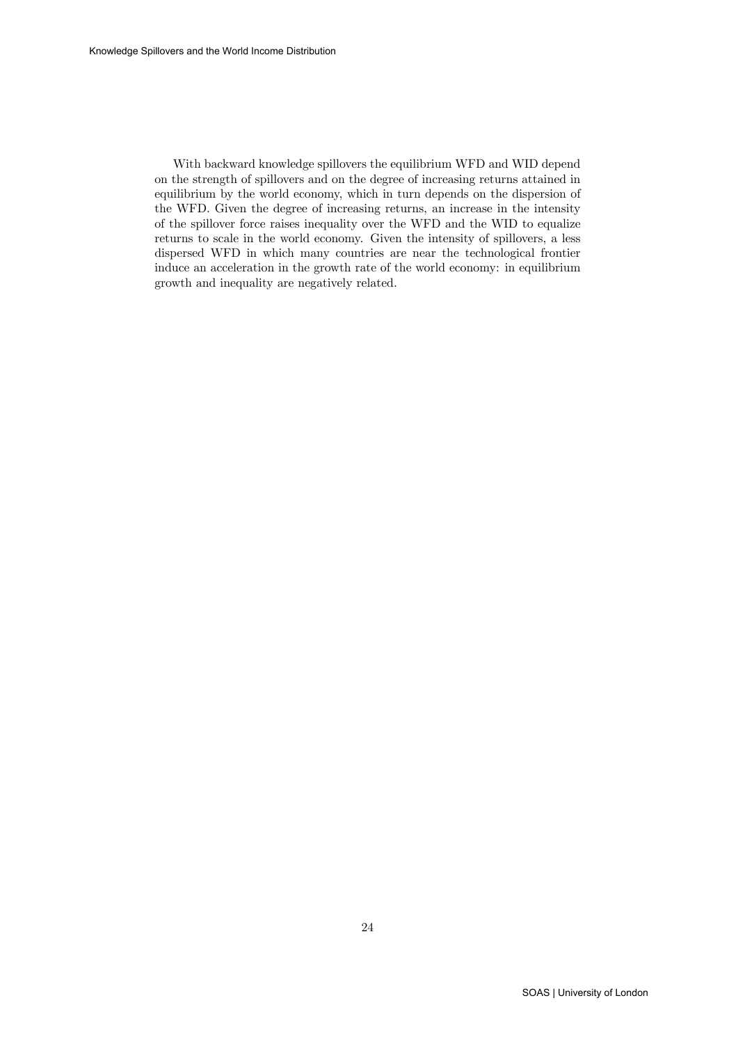With backward knowledge spillovers the equilibrium WFD and WID depend on the strength of spillovers and on the degree of increasing returns attained in equilibrium by the world economy, which in turn depends on the dispersion of the WFD. Given the degree of increasing returns, an increase in the intensity of the spillover force raises inequality over the WFD and the WID to equalize returns to scale in the world economy. Given the intensity of spillovers, a less dispersed WFD in which many countries are near the technological frontier induce an acceleration in the growth rate of the world economy: in equilibrium growth and inequality are negatively related.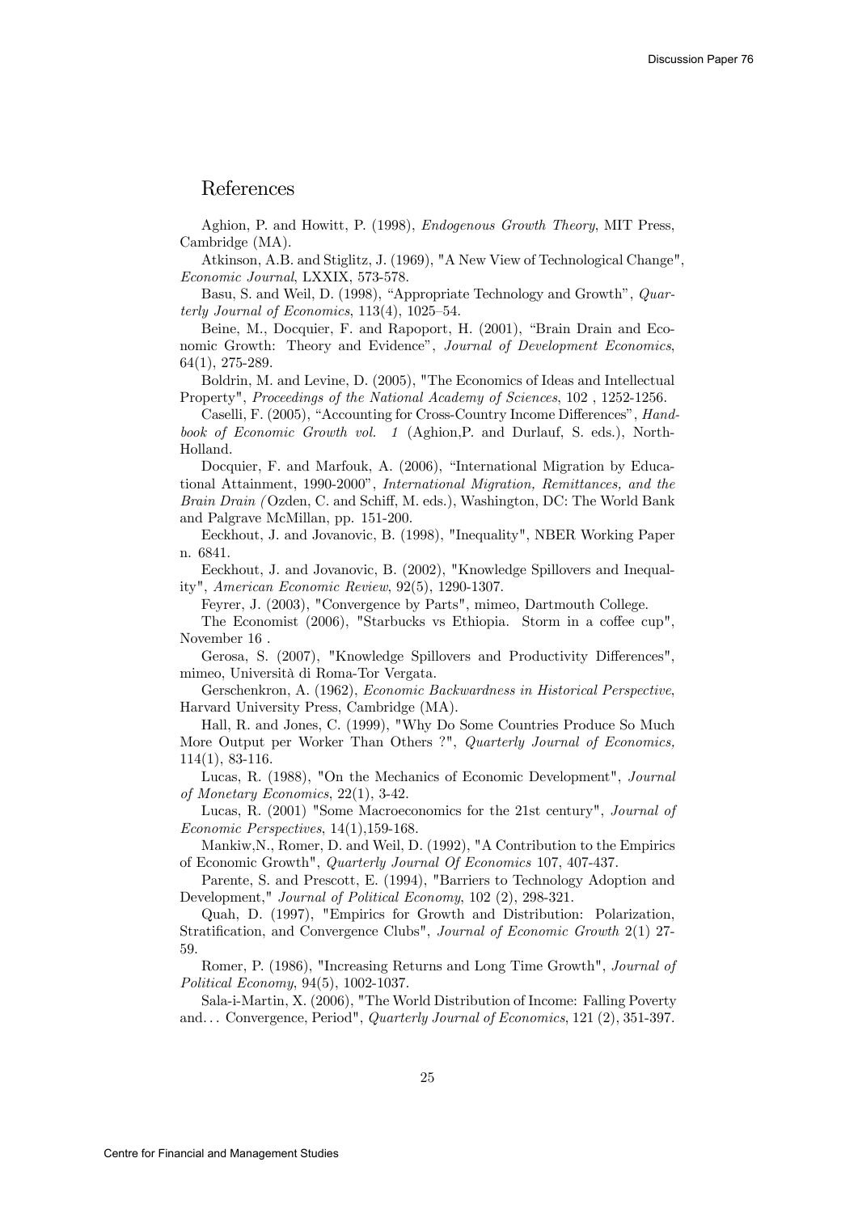## References

Aghion, P. and Howitt, P. (1998), *Endogenous Growth Theory*, MIT Press, Cambridge (MA).

Atkinson, A.B. and Stiglitz, J. (1969), "A New View of Technological Change", *Economic Journal*, LXXIX, 573-578.

Basu, S. and Weil, D. (1998), "Appropriate Technology and Growth", *Quarterly Journal of Economics*, 113(4), 1025–54.

Beine, M., Docquier, F. and Rapoport, H. (2001), "Brain Drain and Economic Growth: Theory and Evidence", *Journal of Development Economics*, 64(1), 275-289.

Boldrin, M. and Levine, D. (2005), "The Economics of Ideas and Intellectual Property", *Proceedings of the National Academy of Sciences*, 102 , 1252-1256.

Caselli, F. (2005), "Accounting for Cross-Country Income Differences", *Handbook of Economic Growth vol. 1* (Aghion,P. and Durlauf, S. eds.), North-Holland.

Docquier, F. and Marfouk, A. (2006), "International Migration by Educational Attainment, 1990-2000", *International Migration, Remittances, and the Brain Drain (* Ozden, C. and Schiff, M. eds.), Washington, DC: The World Bank and Palgrave McMillan, pp. 151-200.

Eeckhout, J. and Jovanovic, B. (1998), "Inequality", NBER Working Paper n. 6841.

Eeckhout, J. and Jovanovic, B. (2002), "Knowledge Spillovers and Inequality", *American Economic Review*, 92(5), 1290-1307.

Feyrer, J. (2003), "Convergence by Parts", mimeo, Dartmouth College.

The Economist (2006), "Starbucks vs Ethiopia. Storm in a coffee cup", November 16 .

Gerosa, S. (2007), "Knowledge Spillovers and Productivity Differences", mimeo, Università di Roma-Tor Vergata.

Gerschenkron, A. (1962), *Economic Backwardness in Historical Perspective*, Harvard University Press, Cambridge (MA).

Hall, R. and Jones, C. (1999), "Why Do Some Countries Produce So Much More Output per Worker Than Others ?", *Quarterly Journal of Economics*, 114(1), 83-116.

Lucas, R. (1988), "On the Mechanics of Economic Development", *Journal of Monetary Economics*, 22(1), 3-42.

Lucas, R. (2001) "Some Macroeconomics for the 21st century", *Journal of Economic Perspectives*, 14(1),159-168.

Mankiw,N., Romer, D. and Weil, D. (1992), "A Contribution to the Empirics of Economic Growth", *Quarterly Journal Of Economics* 107, 407-437.

Parente, S. and Prescott, E. (1994), "Barriers to Technology Adoption and Development," *Journal of Political Economy*, 102 (2), 298-321.

Quah, D. (1997), "Empirics for Growth and Distribution: Polarization, Stratification, and Convergence Clubs", *Journal of Economic Growth* 2(1) 27-59.

Romer, P. (1986), "Increasing Returns and Long Time Growth", *Journal of Political Economy*, 94(5), 1002-1037.

Sala-i-Martin, X. (2006), "The World Distribution of Income: Falling Poverty and… Convergence, Period", *Quarterly Journal of Economics*, 121 (2), 351-397.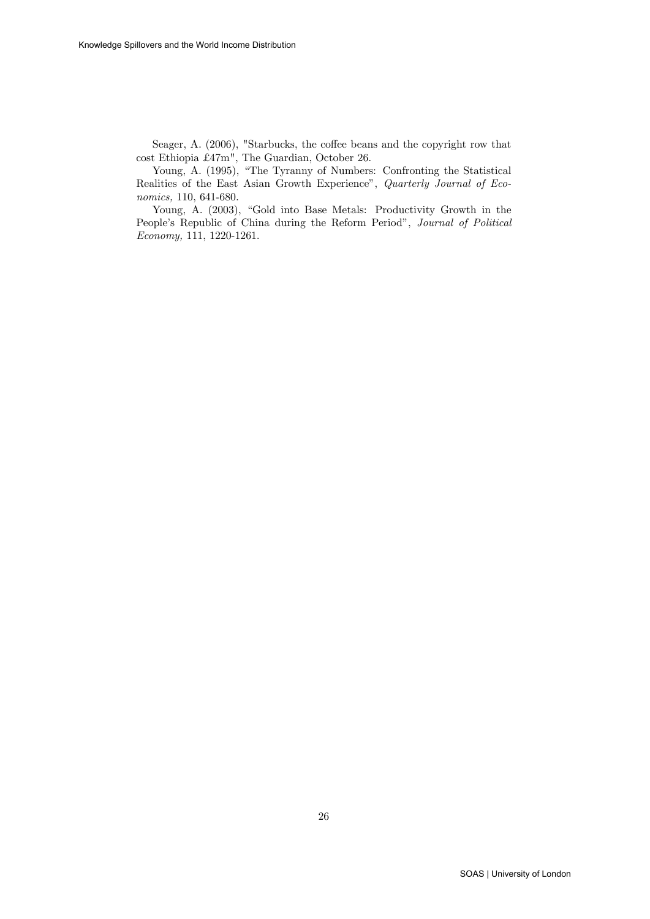Seager, A. (2006), "Starbucks, the coffee beans and the copyright row that cost Ethiopia £47m", The Guardian, October 26.

Young, A. (1995), "The Tyranny of Numbers: Confronting the Statistical Realities of the East Asian Growth Experience", *Quarterly Journal of Economics,* 110, 641-680.

Young, A. (2003), "Gold into Base Metals: Productivity Growth in the People's Republic of China during the Reform Period", *Journal of Political Economy,* 111, 1220-1261.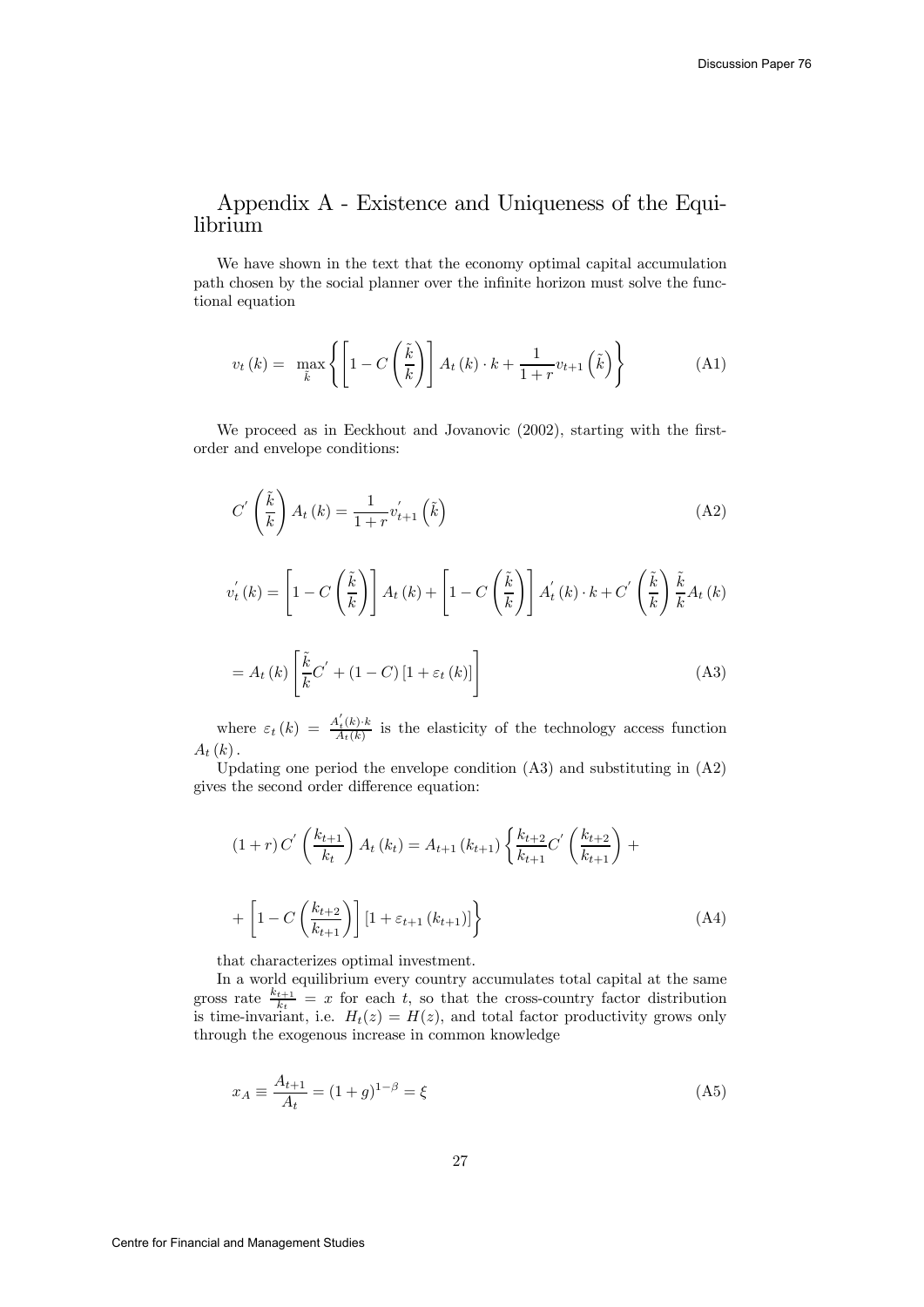# Appendix A - Existence and Uniqueness of the Equilibrium

We have shown in the text that the economy optimal capital accumulation path chosen by the social planner over the infinite horizon must solve the functional equation

$$v_t(k) = \max_{\tilde{k}} \left\{ \left[ 1 - C\left(\frac{\tilde{k}}{k}\right) \right] A_t(k) \cdot k + \frac{1}{1+r} v_{t+1}\left(\tilde{k}\right) \right\} \tag{A1}$$

We proceed as in Eeckhout and Jovanovic (2002), starting with the first-order and envelope conditions:

$$C'\left(\frac{\tilde{k}}{k}\right) A_t(k) = \frac{1}{1+r} v'_{t+1}\left(\tilde{k}\right) \tag{A2}$$

$$v'_t(k) = \left[ 1 - C\left(\frac{\tilde{k}}{k}\right) \right] A_t(k) + \left[ 1 - C\left(\frac{\tilde{k}}{k}\right) \right] A'_t(k) \cdot k + C'\left(\frac{\tilde{k}}{k}\right) \frac{\tilde{k}}{k} A_t(k)$$

$$= A_t(k) \left[ \frac{\tilde{k}}{k} C' + (1 - C)\left[1 + \varepsilon_t(k)\right] \right] \tag{A3}$$

where $\varepsilon_t(k) = \frac{A'_t(k) \cdot k}{A_t(k)}$ is the elasticity of the technology access function $A_t(k)$.

Updating one period the envelope condition (A3) and substituting in (A2) gives the second order difference equation:

$$(1+r) C'\left(\frac{k_{t+1}}{k_t}\right) A_t(k_t) = A_{t+1}(k_{t+1}) \left\{ \frac{k_{t+2}}{k_{t+1}} C'\left(\frac{k_{t+2}}{k_{t+1}}\right) + \right.$$

$$\left. + \left[ 1 - C\left(\frac{k_{t+2}}{k_{t+1}}\right) \right] \left[1 + \varepsilon_{t+1}(k_{t+1})\right] \right\} \tag{A4}$$

that characterizes optimal investment.

In a world equilibrium every country accumulates total capital at the same gross rate $\frac{k_{t+1}}{k_t} = x$ for each $t$, so that the cross-country factor distribution is time-invariant, i.e. $H_t(z) = H(z)$, and total factor productivity grows only through the exogenous increase in common knowledge

$$x_A \equiv \frac{A_{t+1}}{A_t} = (1+g)^{1-\beta} = \xi \tag{A5}$$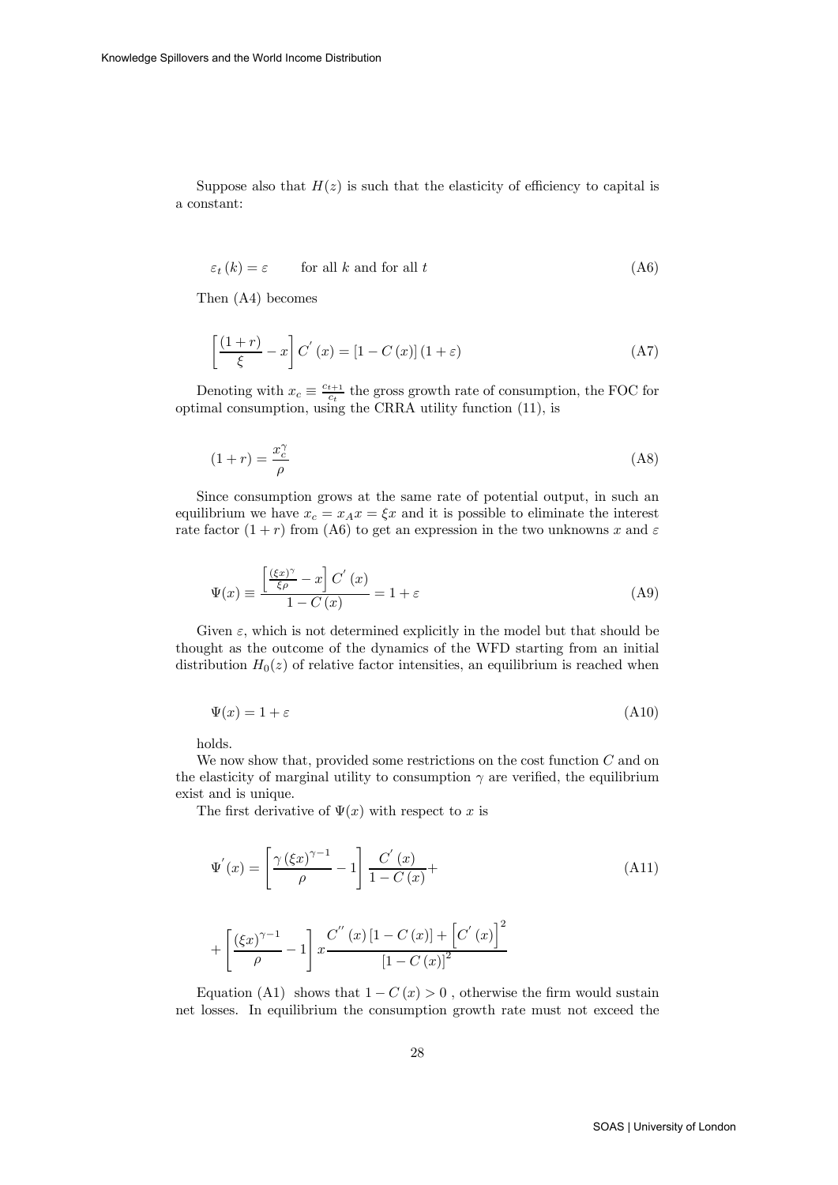Suppose also that $H(z)$ is such that the elasticity of efficiency to capital is a constant:

$$\varepsilon_t(k) = \varepsilon \qquad \text{for all } k \text{ and for all } t \tag{A6}$$

Then (A4) becomes

$$\left[\frac{(1+r)}{\xi} - x\right] C'(x) = [1 - C(x)](1+\varepsilon) \tag{A7}$$

Denoting with $x_c \equiv \frac{c_{t+1}}{c_t}$ the gross growth rate of consumption, the FOC for optimal consumption, using the CRRA utility function (11), is

$$(1+r) = \frac{x_c^{\gamma}}{\rho} \tag{A8}$$

Since consumption grows at the same rate of potential output, in such an equilibrium we have $x_c = x_A x = \xi x$ and it is possible to eliminate the interest rate factor $(1+r)$ from (A6) to get an expression in the two unknowns $x$ and $\varepsilon$

$$\Psi(x) \equiv \frac{\left[\frac{(\xi x)^{\gamma}}{\xi \rho} - x\right] C'(x)}{1 - C(x)} = 1 + \varepsilon \tag{A9}$$

Given $\varepsilon$, which is not determined explicitly in the model but that should be thought as the outcome of the dynamics of the WFD starting from an initial distribution $H_0(z)$ of relative factor intensities, an equilibrium is reached when

$$\Psi(x) = 1 + \varepsilon \tag{A10}$$

holds.

We now show that, provided some restrictions on the cost function $C$ and on the elasticity of marginal utility to consumption $\gamma$ are verified, the equilibrium exist and is unique.

The first derivative of $\Psi(x)$ with respect to $x$ is

$$\Psi'(x) = \left[\frac{\gamma (\xi x)^{\gamma - 1}}{\rho} - 1\right] \frac{C'(x)}{1 - C(x)} + \tag{A11}$$

$$+ \left[\frac{(\xi x)^{\gamma - 1}}{\rho} - 1\right] x \frac{C''(x)[1 - C(x)] + \left[C'(x)\right]^2}{[1 - C(x)]^2}$$

Equation (A1) shows that $1 - C(x) > 0$ , otherwise the firm would sustain net losses. In equilibrium the consumption growth rate must not exceed the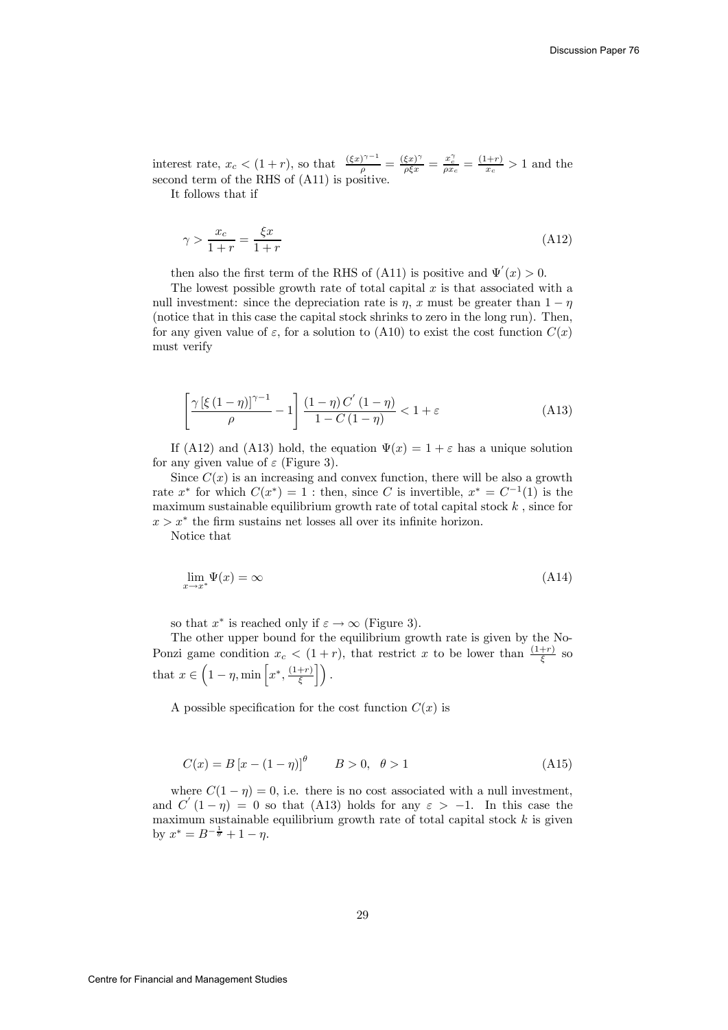interest rate, $x_c < (1+r)$, so that $\frac{(\xi x)^{\gamma-1}}{\rho} = \frac{(\xi x)^{\gamma}}{\rho \xi x} = \frac{x_c^{\gamma}}{\rho x_c} = \frac{(1+r)}{x_c} > 1$ and the second term of the RHS of (A11) is positive.

It follows that if

$$\gamma > \frac{x_c}{1+r} = \frac{\xi x}{1+r} \tag{A12}$$

then also the first term of the RHS of (A11) is positive and $\Psi^{'}(x) > 0$.

The lowest possible growth rate of total capital $x$ is that associated with a null investment: since the depreciation rate is $\eta$, $x$ must be greater than $1-\eta$ (notice that in this case the capital stock shrinks to zero in the long run). Then, for any given value of $\varepsilon$, for a solution to (A10) to exist the cost function $C(x)$ must verify

$$\left[\frac{\gamma\left[\xi\left(1-\eta\right)\right]^{\gamma-1}}{\rho} - 1\right] \frac{\left(1-\eta\right) C^{'}\left(1-\eta\right)}{1 - C\left(1-\eta\right)} < 1 + \varepsilon \tag{A13}$$

If (A12) and (A13) hold, the equation $\Psi(x) = 1+\varepsilon$ has a unique solution for any given value of $\varepsilon$ (Figure 3).

Since $C(x)$ is an increasing and convex function, there will be also a growth rate $x^*$ for which $C(x^*) = 1$ : then, since $C$ is invertible, $x^* = C^{-1}(1)$ is the maximum sustainable equilibrium growth rate of total capital stock $k$ , since for $x > x^*$ the firm sustains net losses all over its infinite horizon.

Notice that

$$\lim_{x \to x^*} \Psi(x) = \infty \tag{A14}$$

so that $x^*$ is reached only if $\varepsilon \to \infty$ (Figure 3).

The other upper bound for the equilibrium growth rate is given by the No-Ponzi game condition $x_c < (1+r)$, that restrict $x$ to be lower than $\frac{(1+r)}{\xi}$ so that $x \in \left(1-\eta, \min\left[x^*, \frac{(1+r)}{\xi}\right]\right)$.

A possible specification for the cost function $C(x)$ is

$$C(x) = B\left[x - (1-\eta)\right]^{\theta} \qquad B > 0, \ \ \theta > 1 \tag{A15}$$

where $C(1-\eta) = 0$, i.e. there is no cost associated with a null investment, and $C^{'}(1-\eta) = 0$ so that (A13) holds for any $\varepsilon > -1$. In this case the maximum sustainable equilibrium growth rate of total capital stock $k$ is given by $x^* = B^{-\frac{1}{\theta}} + 1 - \eta$.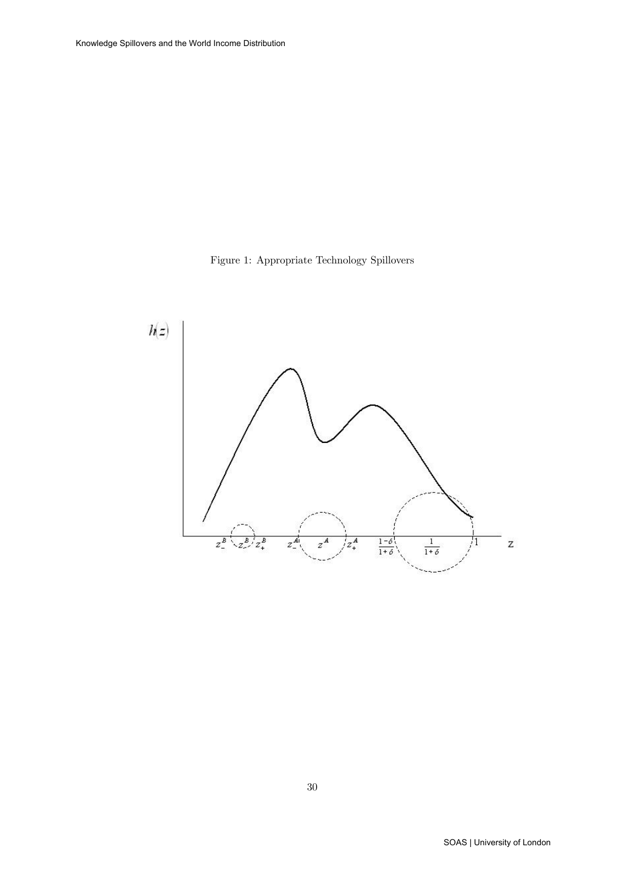Figure 1: Appropriate Technology Spillovers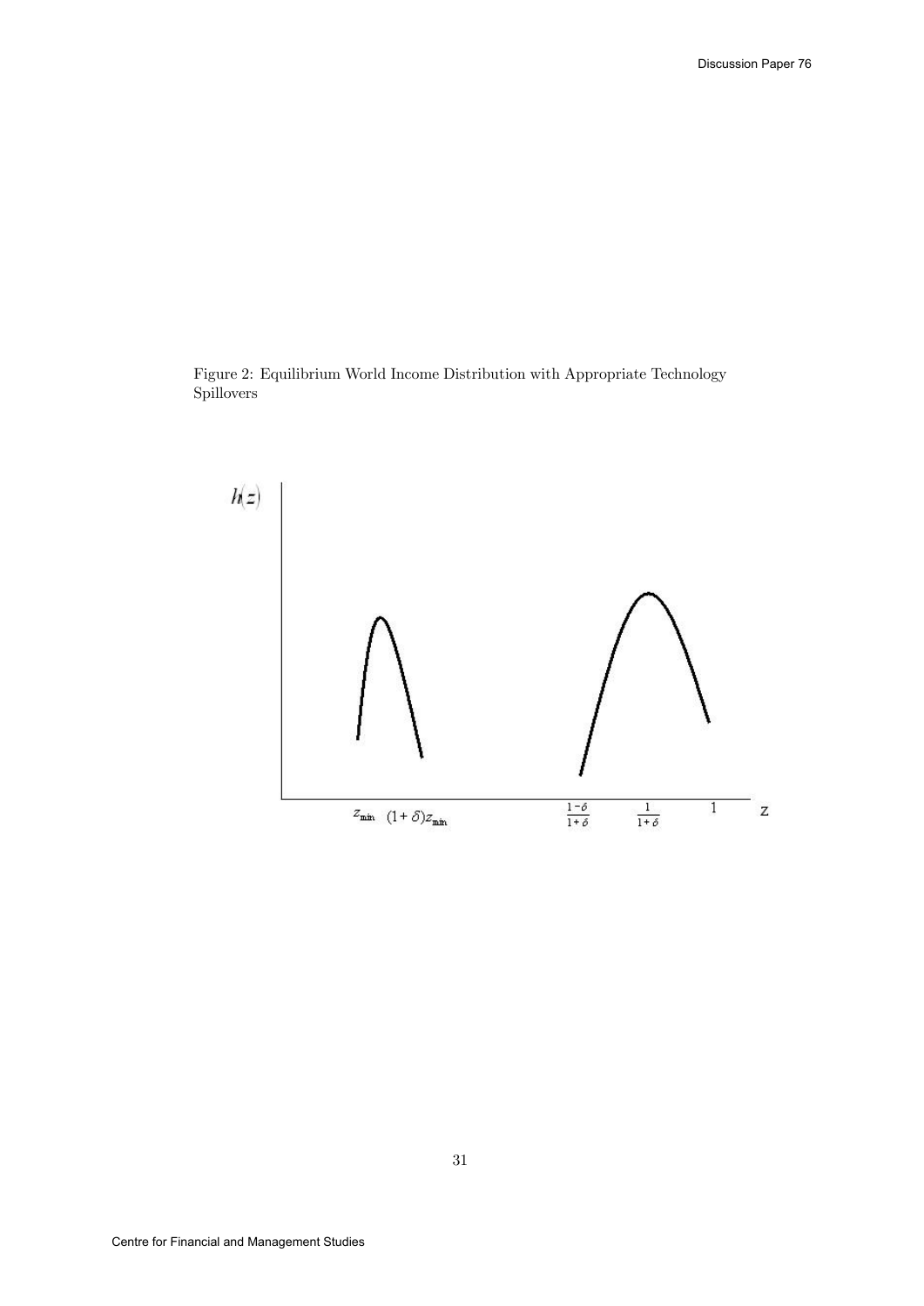Figure 2: Equilibrium World Income Distribution with Appropriate Technology Spillovers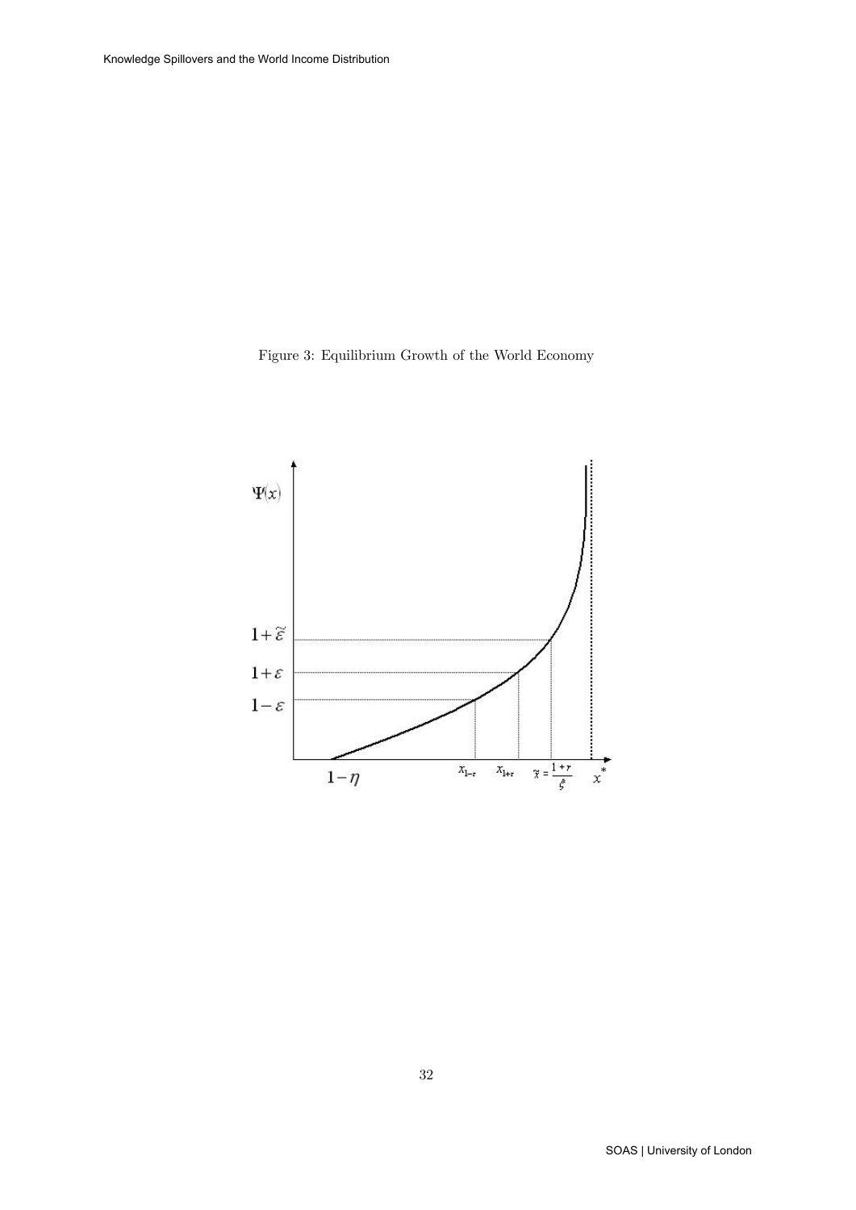Figure 3: Equilibrium Growth of the World Economy

$\Psi(x)$

$1+\tilde{\varepsilon}$

$1+\varepsilon$

$1-\varepsilon$

$1-\eta$

$x_{1-\varepsilon}$

$x_{1+\varepsilon}$

$\tilde{x} = \frac{1+r}{\xi}$

$x^*$